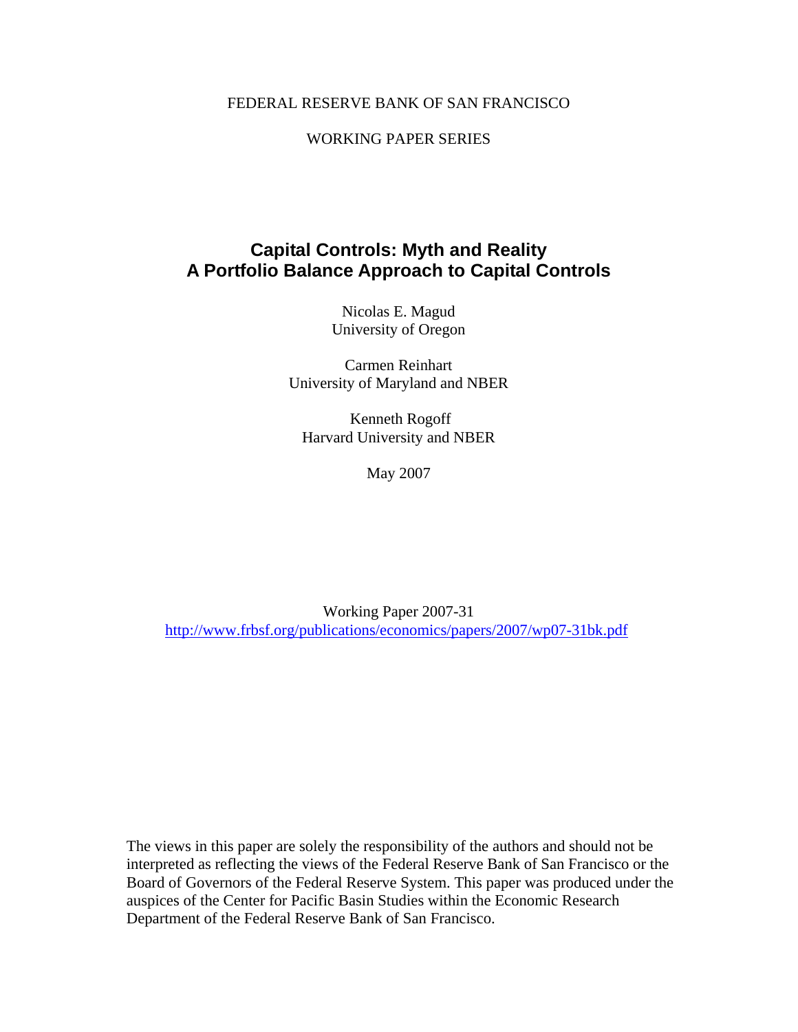FEDERAL RESERVE BANK OF SAN FRANCISCO

WORKING PAPER SERIES

# Capital Controls: Myth and Reality
# A Portfolio Balance Approach to Capital Controls

Nicolas E. Magud
University of Oregon

Carmen Reinhart
University of Maryland and NBER

Kenneth Rogoff
Harvard University and NBER

May 2007

Working Paper 2007-31
http://www.frbsf.org/publications/economics/papers/2007/wp07-31bk.pdf

The views in this paper are solely the responsibility of the authors and should not be interpreted as reflecting the views of the Federal Reserve Bank of San Francisco or the Board of Governors of the Federal Reserve System. This paper was produced under the auspices of the Center for Pacific Basin Studies within the Economic Research Department of the Federal Reserve Bank of San Francisco.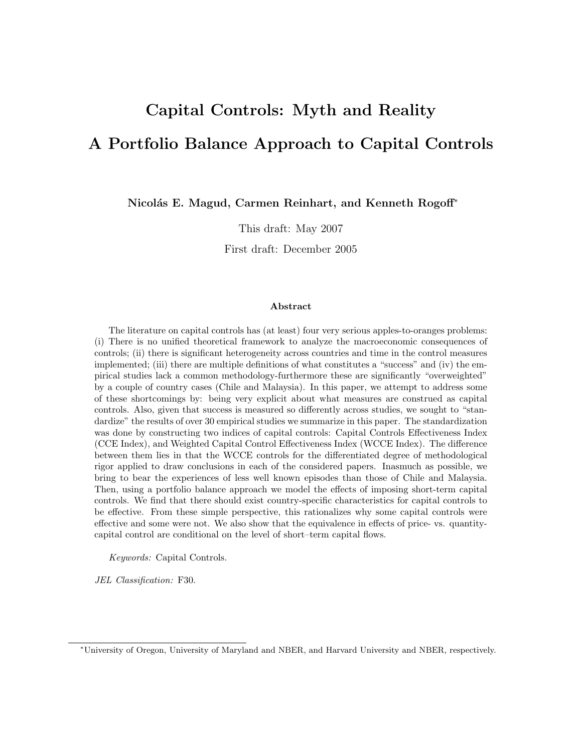# Capital Controls: Myth and Reality

# A Portfolio Balance Approach to Capital Controls

**Nicolás E. Magud, Carmen Reinhart, and Kenneth Rogoff**[*]

This draft: May 2007

First draft: December 2005

### Abstract

The literature on capital controls has (at least) four very serious apples-to-oranges problems: (i) There is no unified theoretical framework to analyze the macroeconomic consequences of controls; (ii) there is significant heterogeneity across countries and time in the control measures implemented; (iii) there are multiple definitions of what constitutes a "success" and (iv) the empirical studies lack a common methodology-furthermore these are significantly "overweighted" by a couple of country cases (Chile and Malaysia). In this paper, we attempt to address some of these shortcomings by: being very explicit about what measures are construed as capital controls. Also, given that success is measured so differently across studies, we sought to "standardize" the results of over 30 empirical studies we summarize in this paper. The standardization was done by constructing two indices of capital controls: Capital Controls Effectiveness Index (CCE Index), and Weighted Capital Control Effectiveness Index (WCCE Index). The difference between them lies in that the WCCE controls for the differentiated degree of methodological rigor applied to draw conclusions in each of the considered papers. Inasmuch as possible, we bring to bear the experiences of less well known episodes than those of Chile and Malaysia. Then, using a portfolio balance approach we model the effects of imposing short-term capital controls. We find that there should exist country-specific characteristics for capital controls to be effective. From these simple perspective, this rationalizes why some capital controls were effective and some were not. We also show that the equivalence in effects of price- vs. quantity-capital control are conditional on the level of short–term capital flows.

*Keywords:* Capital Controls.

*JEL Classification:* F30.

[*] University of Oregon, University of Maryland and NBER, and Harvard University and NBER, respectively.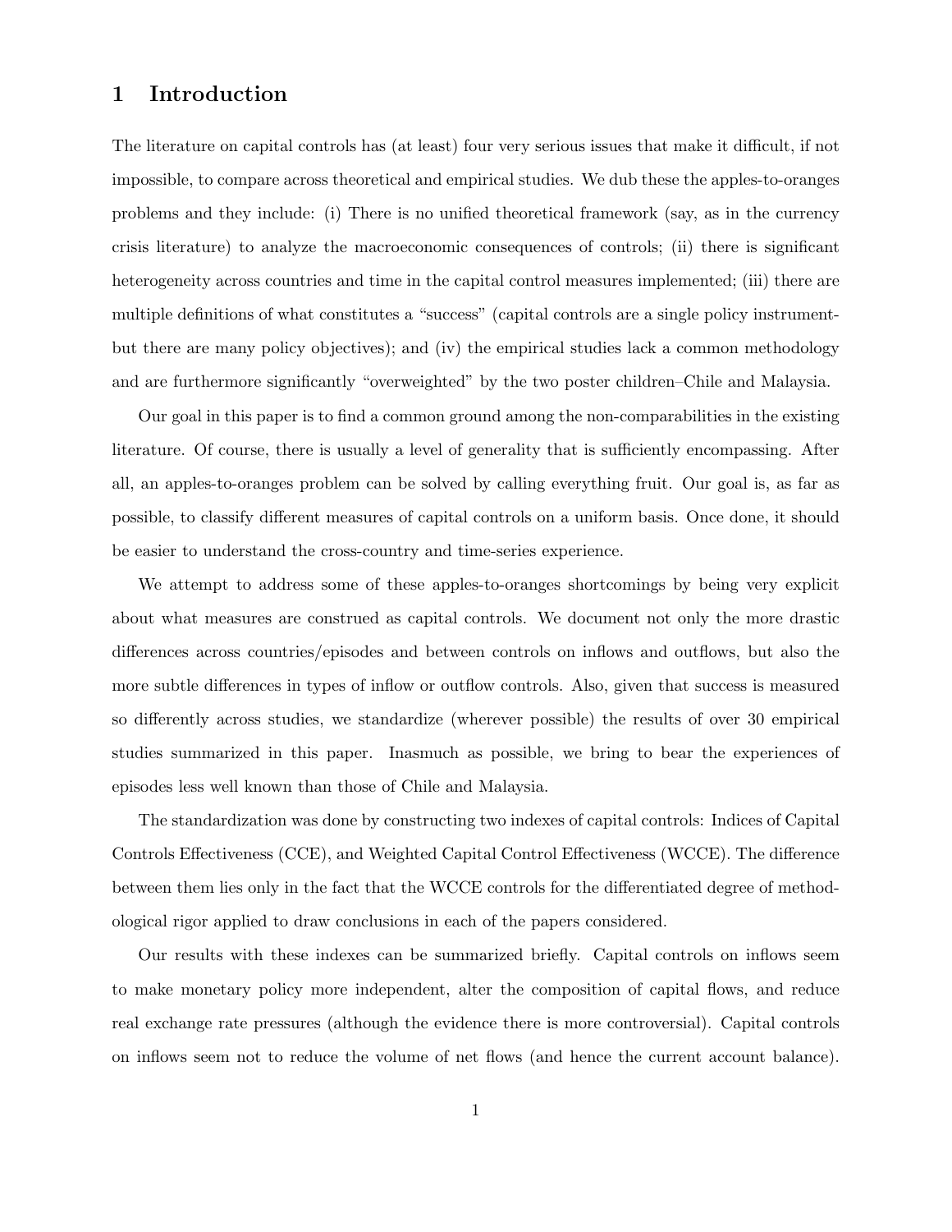# 1 Introduction

The literature on capital controls has (at least) four very serious issues that make it difficult, if not impossible, to compare across theoretical and empirical studies. We dub these the apples-to-oranges problems and they include: (i) There is no unified theoretical framework (say, as in the currency crisis literature) to analyze the macroeconomic consequences of controls; (ii) there is significant heterogeneity across countries and time in the capital control measures implemented; (iii) there are multiple definitions of what constitutes a "success" (capital controls are a single policy instrument- but there are many policy objectives); and (iv) the empirical studies lack a common methodology and are furthermore significantly "overweighted" by the two poster children–Chile and Malaysia.

Our goal in this paper is to find a common ground among the non-comparabilities in the existing literature. Of course, there is usually a level of generality that is sufficiently encompassing. After all, an apples-to-oranges problem can be solved by calling everything fruit. Our goal is, as far as possible, to classify different measures of capital controls on a uniform basis. Once done, it should be easier to understand the cross-country and time-series experience.

We attempt to address some of these apples-to-oranges shortcomings by being very explicit about what measures are construed as capital controls. We document not only the more drastic differences across countries/episodes and between controls on inflows and outflows, but also the more subtle differences in types of inflow or outflow controls. Also, given that success is measured so differently across studies, we standardize (wherever possible) the results of over 30 empirical studies summarized in this paper. Inasmuch as possible, we bring to bear the experiences of episodes less well known than those of Chile and Malaysia.

The standardization was done by constructing two indexes of capital controls: Indices of Capital Controls Effectiveness (CCE), and Weighted Capital Control Effectiveness (WCCE). The difference between them lies only in the fact that the WCCE controls for the differentiated degree of methodological rigor applied to draw conclusions in each of the papers considered.

Our results with these indexes can be summarized briefly. Capital controls on inflows seem to make monetary policy more independent, alter the composition of capital flows, and reduce real exchange rate pressures (although the evidence there is more controversial). Capital controls on inflows seem not to reduce the volume of net flows (and hence the current account balance).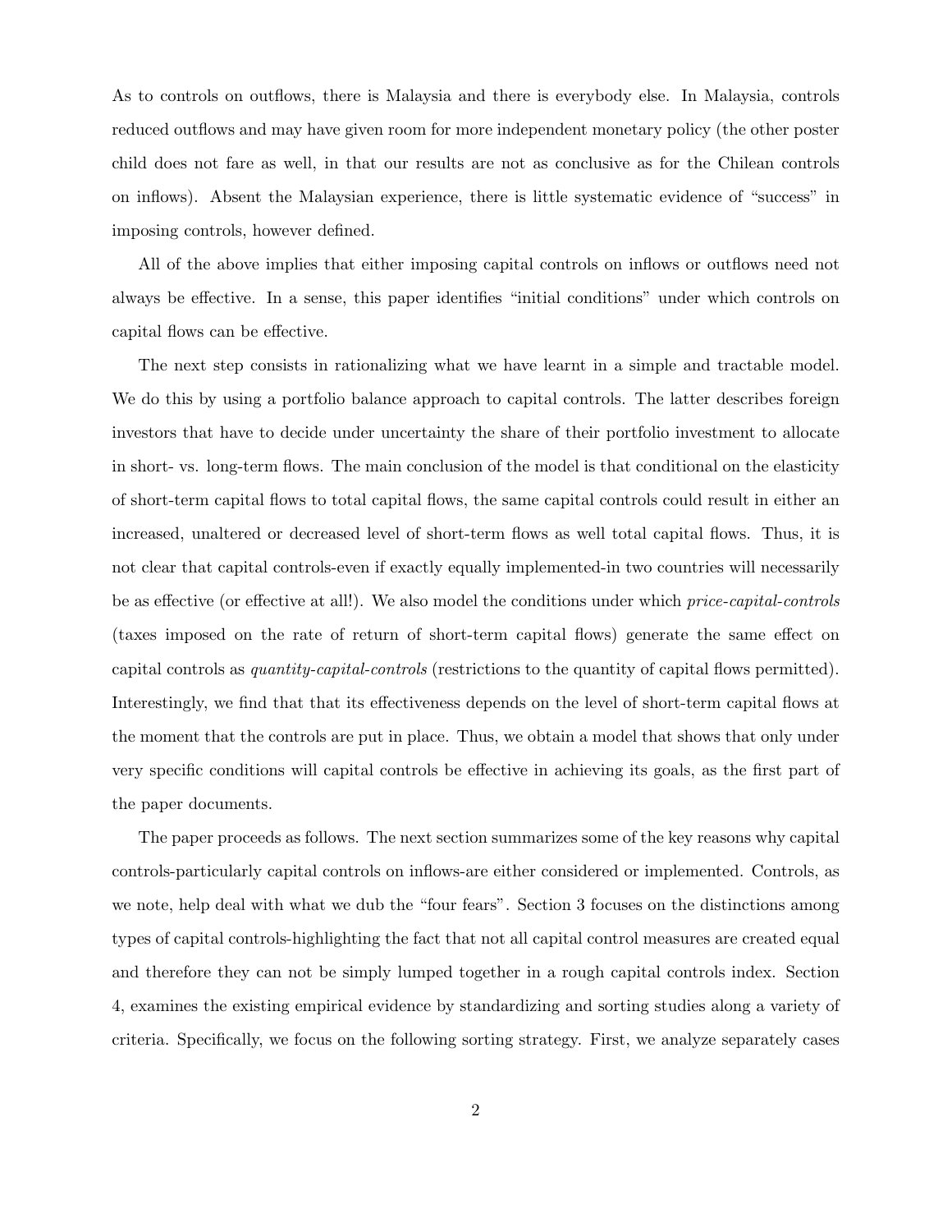As to controls on outflows, there is Malaysia and there is everybody else. In Malaysia, controls reduced outflows and may have given room for more independent monetary policy (the other poster child does not fare as well, in that our results are not as conclusive as for the Chilean controls on inflows). Absent the Malaysian experience, there is little systematic evidence of "success" in imposing controls, however defined.

All of the above implies that either imposing capital controls on inflows or outflows need not always be effective. In a sense, this paper identifies "initial conditions" under which controls on capital flows can be effective.

The next step consists in rationalizing what we have learnt in a simple and tractable model. We do this by using a portfolio balance approach to capital controls. The latter describes foreign investors that have to decide under uncertainty the share of their portfolio investment to allocate in short- vs. long-term flows. The main conclusion of the model is that conditional on the elasticity of short-term capital flows to total capital flows, the same capital controls could result in either an increased, unaltered or decreased level of short-term flows as well total capital flows. Thus, it is not clear that capital controls-even if exactly equally implemented-in two countries will necessarily be as effective (or effective at all!). We also model the conditions under which *price-capital-controls* (taxes imposed on the rate of return of short-term capital flows) generate the same effect on capital controls as *quantity-capital-controls* (restrictions to the quantity of capital flows permitted). Interestingly, we find that that its effectiveness depends on the level of short-term capital flows at the moment that the controls are put in place. Thus, we obtain a model that shows that only under very specific conditions will capital controls be effective in achieving its goals, as the first part of the paper documents.

The paper proceeds as follows. The next section summarizes some of the key reasons why capital controls-particularly capital controls on inflows-are either considered or implemented. Controls, as we note, help deal with what we dub the "four fears". Section 3 focuses on the distinctions among types of capital controls-highlighting the fact that not all capital control measures are created equal and therefore they can not be simply lumped together in a rough capital controls index. Section 4, examines the existing empirical evidence by standardizing and sorting studies along a variety of criteria. Specifically, we focus on the following sorting strategy. First, we analyze separately cases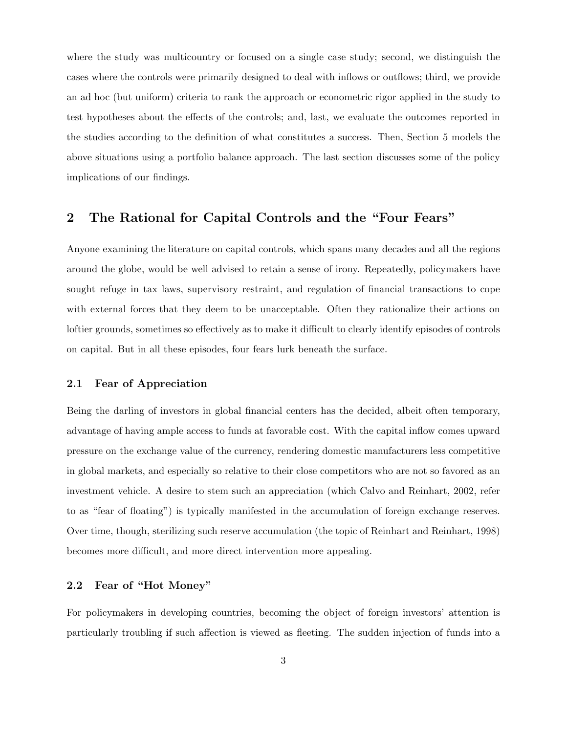where the study was multicountry or focused on a single case study; second, we distinguish the cases where the controls were primarily designed to deal with inflows or outflows; third, we provide an ad hoc (but uniform) criteria to rank the approach or econometric rigor applied in the study to test hypotheses about the effects of the controls; and, last, we evaluate the outcomes reported in the studies according to the definition of what constitutes a success. Then, Section 5 models the above situations using a portfolio balance approach. The last section discusses some of the policy implications of our findings.

## 2 The Rational for Capital Controls and the "Four Fears"

Anyone examining the literature on capital controls, which spans many decades and all the regions around the globe, would be well advised to retain a sense of irony. Repeatedly, policymakers have sought refuge in tax laws, supervisory restraint, and regulation of financial transactions to cope with external forces that they deem to be unacceptable. Often they rationalize their actions on loftier grounds, sometimes so effectively as to make it difficult to clearly identify episodes of controls on capital. But in all these episodes, four fears lurk beneath the surface.

### 2.1 Fear of Appreciation

Being the darling of investors in global financial centers has the decided, albeit often temporary, advantage of having ample access to funds at favorable cost. With the capital inflow comes upward pressure on the exchange value of the currency, rendering domestic manufacturers less competitive in global markets, and especially so relative to their close competitors who are not so favored as an investment vehicle. A desire to stem such an appreciation (which Calvo and Reinhart, 2002, refer to as "fear of floating") is typically manifested in the accumulation of foreign exchange reserves. Over time, though, sterilizing such reserve accumulation (the topic of Reinhart and Reinhart, 1998) becomes more difficult, and more direct intervention more appealing.

### 2.2 Fear of "Hot Money"

For policymakers in developing countries, becoming the object of foreign investors' attention is particularly troubling if such affection is viewed as fleeting. The sudden injection of funds into a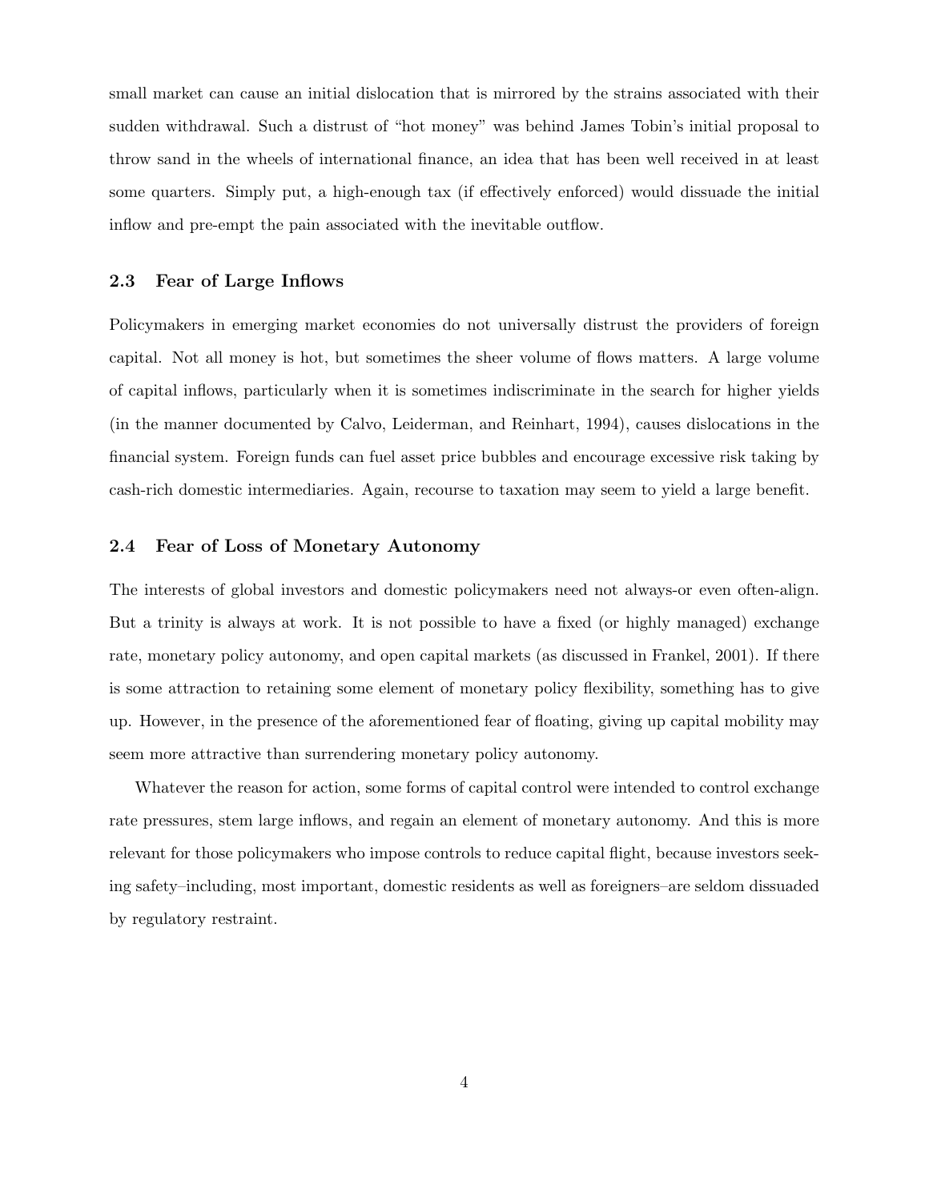small market can cause an initial dislocation that is mirrored by the strains associated with their sudden withdrawal. Such a distrust of "hot money" was behind James Tobin's initial proposal to throw sand in the wheels of international finance, an idea that has been well received in at least some quarters. Simply put, a high-enough tax (if effectively enforced) would dissuade the initial inflow and pre-empt the pain associated with the inevitable outflow.

### 2.3 Fear of Large Inflows

Policymakers in emerging market economies do not universally distrust the providers of foreign capital. Not all money is hot, but sometimes the sheer volume of flows matters. A large volume of capital inflows, particularly when it is sometimes indiscriminate in the search for higher yields (in the manner documented by Calvo, Leiderman, and Reinhart, 1994), causes dislocations in the financial system. Foreign funds can fuel asset price bubbles and encourage excessive risk taking by cash-rich domestic intermediaries. Again, recourse to taxation may seem to yield a large benefit.

### 2.4 Fear of Loss of Monetary Autonomy

The interests of global investors and domestic policymakers need not always-or even often-align. But a trinity is always at work. It is not possible to have a fixed (or highly managed) exchange rate, monetary policy autonomy, and open capital markets (as discussed in Frankel, 2001). If there is some attraction to retaining some element of monetary policy flexibility, something has to give up. However, in the presence of the aforementioned fear of floating, giving up capital mobility may seem more attractive than surrendering monetary policy autonomy.

Whatever the reason for action, some forms of capital control were intended to control exchange rate pressures, stem large inflows, and regain an element of monetary autonomy. And this is more relevant for those policymakers who impose controls to reduce capital flight, because investors seeking safety–including, most important, domestic residents as well as foreigners–are seldom dissuaded by regulatory restraint.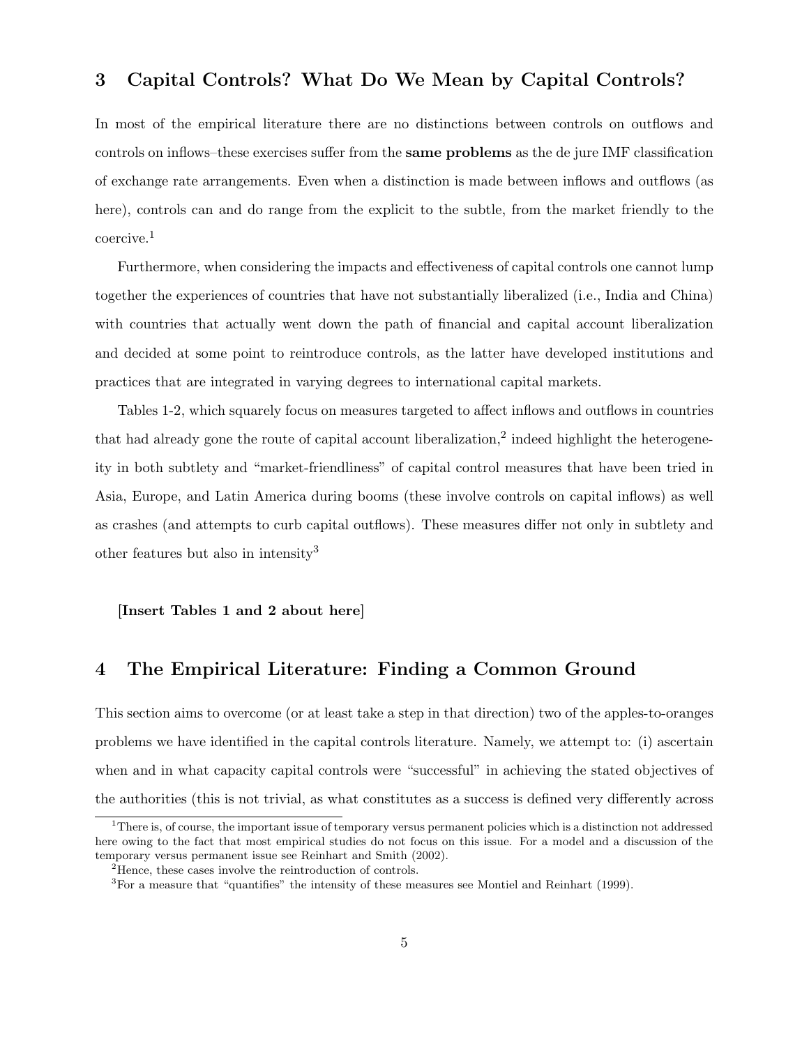## 3 Capital Controls? What Do We Mean by Capital Controls?

In most of the empirical literature there are no distinctions between controls on outflows and controls on inflows–these exercises suffer from the **same problems** as the de jure IMF classification of exchange rate arrangements. Even when a distinction is made between inflows and outflows (as here), controls can and do range from the explicit to the subtle, from the market friendly to the coercive.[1]

Furthermore, when considering the impacts and effectiveness of capital controls one cannot lump together the experiences of countries that have not substantially liberalized (i.e., India and China) with countries that actually went down the path of financial and capital account liberalization and decided at some point to reintroduce controls, as the latter have developed institutions and practices that are integrated in varying degrees to international capital markets.

Tables 1-2, which squarely focus on measures targeted to affect inflows and outflows in countries that had already gone the route of capital account liberalization,[2] indeed highlight the heterogeneity in both subtlety and "market-friendliness" of capital control measures that have been tried in Asia, Europe, and Latin America during booms (these involve controls on capital inflows) as well as crashes (and attempts to curb capital outflows). These measures differ not only in subtlety and other features but also in intensity[3]

**[Insert Tables 1 and 2 about here]**

## 4 The Empirical Literature: Finding a Common Ground

This section aims to overcome (or at least take a step in that direction) two of the apples-to-oranges problems we have identified in the capital controls literature. Namely, we attempt to: (i) ascertain when and in what capacity capital controls were "successful" in achieving the stated objectives of the authorities (this is not trivial, as what constitutes as a success is defined very differently across

[1] There is, of course, the important issue of temporary versus permanent policies which is a distinction not addressed here owing to the fact that most empirical studies do not focus on this issue. For a model and a discussion of the temporary versus permanent issue see Reinhart and Smith (2002).

[2] Hence, these cases involve the reintroduction of controls.

[3] For a measure that "quantifies" the intensity of these measures see Montiel and Reinhart (1999).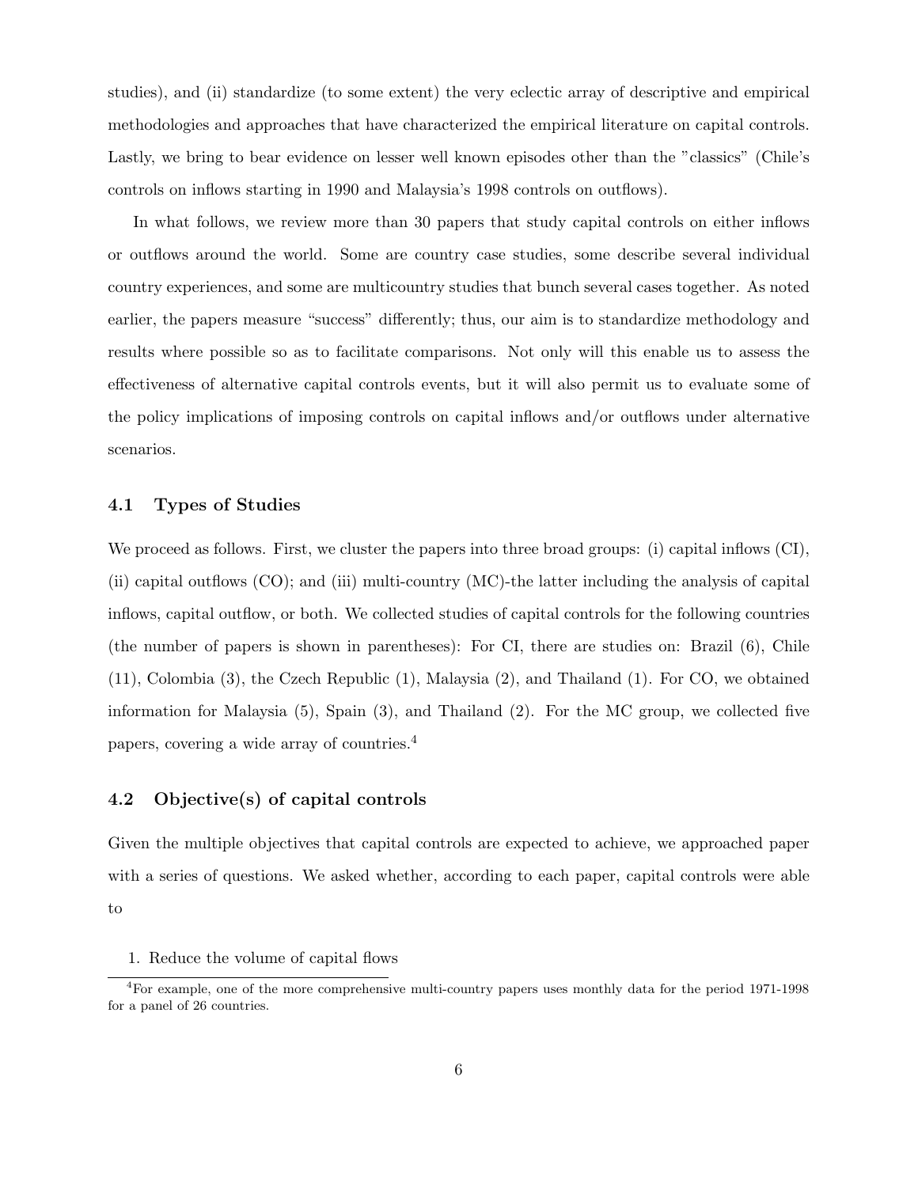studies), and (ii) standardize (to some extent) the very eclectic array of descriptive and empirical methodologies and approaches that have characterized the empirical literature on capital controls. Lastly, we bring to bear evidence on lesser well known episodes other than the "classics" (Chile's controls on inflows starting in 1990 and Malaysia's 1998 controls on outflows).

In what follows, we review more than 30 papers that study capital controls on either inflows or outflows around the world. Some are country case studies, some describe several individual country experiences, and some are multicountry studies that bunch several cases together. As noted earlier, the papers measure "success" differently; thus, our aim is to standardize methodology and results where possible so as to facilitate comparisons. Not only will this enable us to assess the effectiveness of alternative capital controls events, but it will also permit us to evaluate some of the policy implications of imposing controls on capital inflows and/or outflows under alternative scenarios.

### 4.1 Types of Studies

We proceed as follows. First, we cluster the papers into three broad groups: (i) capital inflows (CI), (ii) capital outflows (CO); and (iii) multi-country (MC)-the latter including the analysis of capital inflows, capital outflow, or both. We collected studies of capital controls for the following countries (the number of papers is shown in parentheses): For CI, there are studies on: Brazil (6), Chile (11), Colombia (3), the Czech Republic (1), Malaysia (2), and Thailand (1). For CO, we obtained information for Malaysia (5), Spain (3), and Thailand (2). For the MC group, we collected five papers, covering a wide array of countries.[4]

### 4.2 Objective(s) of capital controls

Given the multiple objectives that capital controls are expected to achieve, we approached paper with a series of questions. We asked whether, according to each paper, capital controls were able to

1. Reduce the volume of capital flows

[4]For example, one of the more comprehensive multi-country papers uses monthly data for the period 1971-1998 for a panel of 26 countries.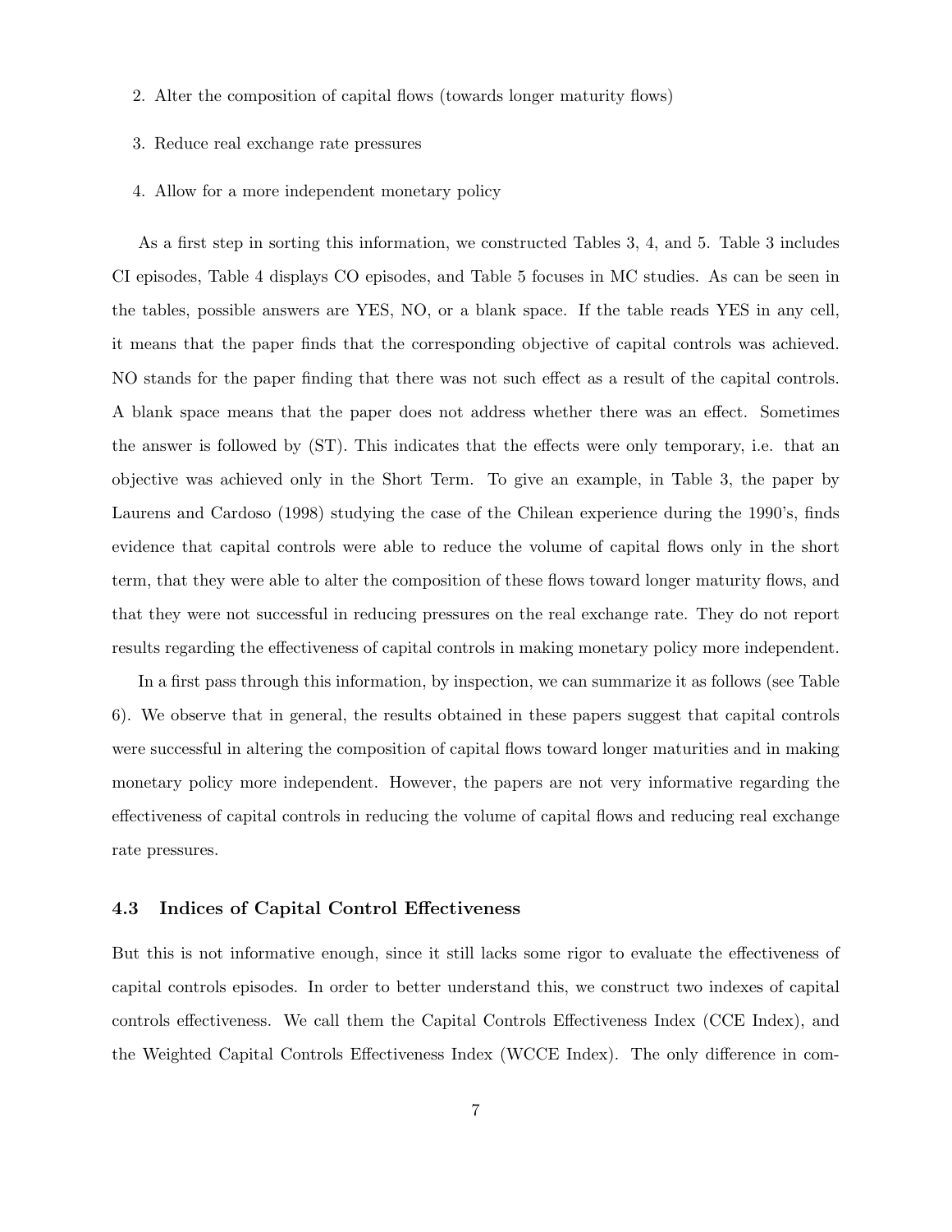2. Alter the composition of capital flows (towards longer maturity flows)
3. Reduce real exchange rate pressures
4. Allow for a more independent monetary policy

As a first step in sorting this information, we constructed Tables 3, 4, and 5. Table 3 includes CI episodes, Table 4 displays CO episodes, and Table 5 focuses in MC studies. As can be seen in the tables, possible answers are YES, NO, or a blank space. If the table reads YES in any cell, it means that the paper finds that the corresponding objective of capital controls was achieved. NO stands for the paper finding that there was not such effect as a result of the capital controls. A blank space means that the paper does not address whether there was an effect. Sometimes the answer is followed by (ST). This indicates that the effects were only temporary, i.e. that an objective was achieved only in the Short Term. To give an example, in Table 3, the paper by Laurens and Cardoso (1998) studying the case of the Chilean experience during the 1990's, finds evidence that capital controls were able to reduce the volume of capital flows only in the short term, that they were able to alter the composition of these flows toward longer maturity flows, and that they were not successful in reducing pressures on the real exchange rate. They do not report results regarding the effectiveness of capital controls in making monetary policy more independent.

In a first pass through this information, by inspection, we can summarize it as follows (see Table 6). We observe that in general, the results obtained in these papers suggest that capital controls were successful in altering the composition of capital flows toward longer maturities and in making monetary policy more independent. However, the papers are not very informative regarding the effectiveness of capital controls in reducing the volume of capital flows and reducing real exchange rate pressures.

### 4.3 Indices of Capital Control Effectiveness

But this is not informative enough, since it still lacks some rigor to evaluate the effectiveness of capital controls episodes. In order to better understand this, we construct two indexes of capital controls effectiveness. We call them the Capital Controls Effectiveness Index (CCE Index), and the Weighted Capital Controls Effectiveness Index (WCCE Index). The only difference in com-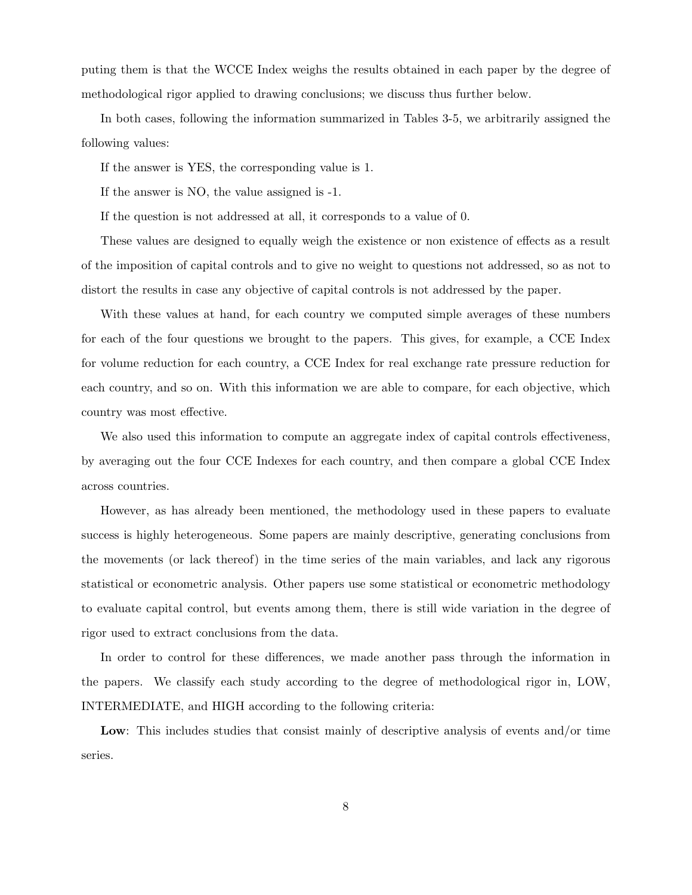puting them is that the WCCE Index weighs the results obtained in each paper by the degree of methodological rigor applied to drawing conclusions; we discuss thus further below.

In both cases, following the information summarized in Tables 3-5, we arbitrarily assigned the following values:

If the answer is YES, the corresponding value is 1.

If the answer is NO, the value assigned is -1.

If the question is not addressed at all, it corresponds to a value of 0.

These values are designed to equally weigh the existence or non existence of effects as a result of the imposition of capital controls and to give no weight to questions not addressed, so as not to distort the results in case any objective of capital controls is not addressed by the paper.

With these values at hand, for each country we computed simple averages of these numbers for each of the four questions we brought to the papers. This gives, for example, a CCE Index for volume reduction for each country, a CCE Index for real exchange rate pressure reduction for each country, and so on. With this information we are able to compare, for each objective, which country was most effective.

We also used this information to compute an aggregate index of capital controls effectiveness, by averaging out the four CCE Indexes for each country, and then compare a global CCE Index across countries.

However, as has already been mentioned, the methodology used in these papers to evaluate success is highly heterogeneous. Some papers are mainly descriptive, generating conclusions from the movements (or lack thereof) in the time series of the main variables, and lack any rigorous statistical or econometric analysis. Other papers use some statistical or econometric methodology to evaluate capital control, but events among them, there is still wide variation in the degree of rigor used to extract conclusions from the data.

In order to control for these differences, we made another pass through the information in the papers. We classify each study according to the degree of methodological rigor in, LOW, INTERMEDIATE, and HIGH according to the following criteria:

**Low**: This includes studies that consist mainly of descriptive analysis of events and/or time series.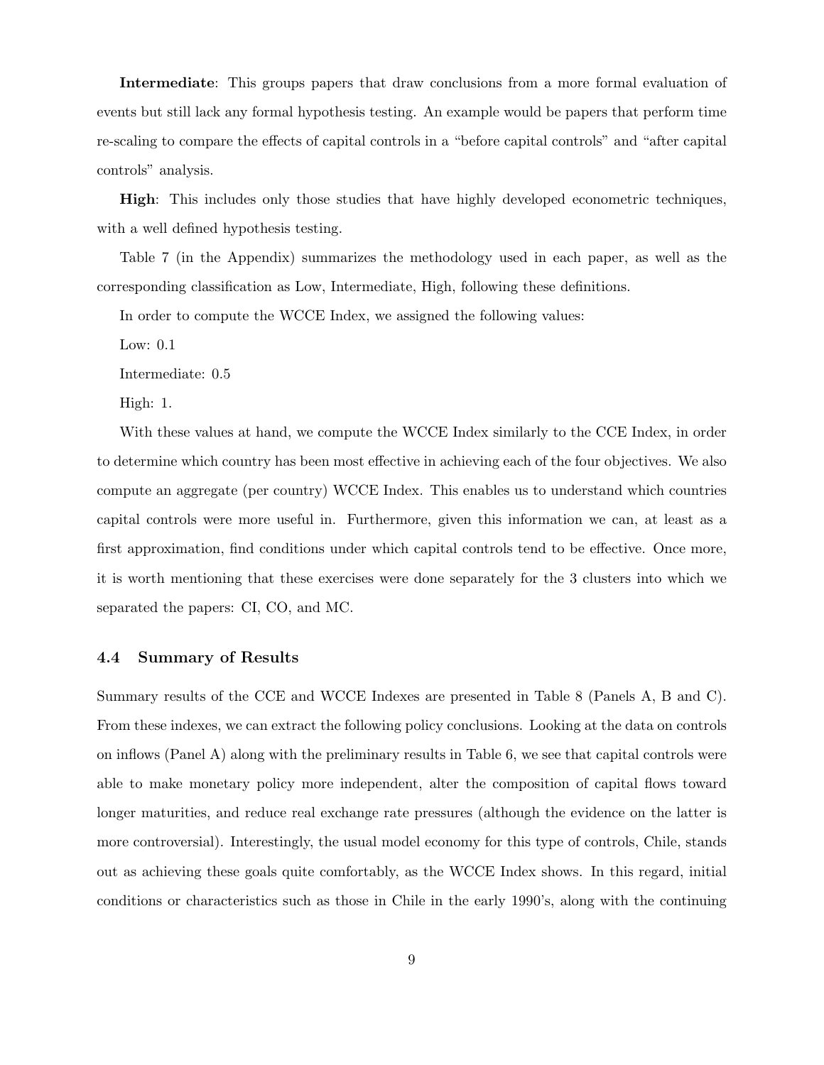**Intermediate**: This groups papers that draw conclusions from a more formal evaluation of events but still lack any formal hypothesis testing. An example would be papers that perform time re-scaling to compare the effects of capital controls in a "before capital controls" and "after capital controls" analysis.

**High**: This includes only those studies that have highly developed econometric techniques, with a well defined hypothesis testing.

Table 7 (in the Appendix) summarizes the methodology used in each paper, as well as the corresponding classification as Low, Intermediate, High, following these definitions.

In order to compute the WCCE Index, we assigned the following values:

Low: 0.1

Intermediate: 0.5

High: 1.

With these values at hand, we compute the WCCE Index similarly to the CCE Index, in order to determine which country has been most effective in achieving each of the four objectives. We also compute an aggregate (per country) WCCE Index. This enables us to understand which countries capital controls were more useful in. Furthermore, given this information we can, at least as a first approximation, find conditions under which capital controls tend to be effective. Once more, it is worth mentioning that these exercises were done separately for the 3 clusters into which we separated the papers: CI, CO, and MC.

### 4.4 Summary of Results

Summary results of the CCE and WCCE Indexes are presented in Table 8 (Panels A, B and C). From these indexes, we can extract the following policy conclusions. Looking at the data on controls on inflows (Panel A) along with the preliminary results in Table 6, we see that capital controls were able to make monetary policy more independent, alter the composition of capital flows toward longer maturities, and reduce real exchange rate pressures (although the evidence on the latter is more controversial). Interestingly, the usual model economy for this type of controls, Chile, stands out as achieving these goals quite comfortably, as the WCCE Index shows. In this regard, initial conditions or characteristics such as those in Chile in the early 1990's, along with the continuing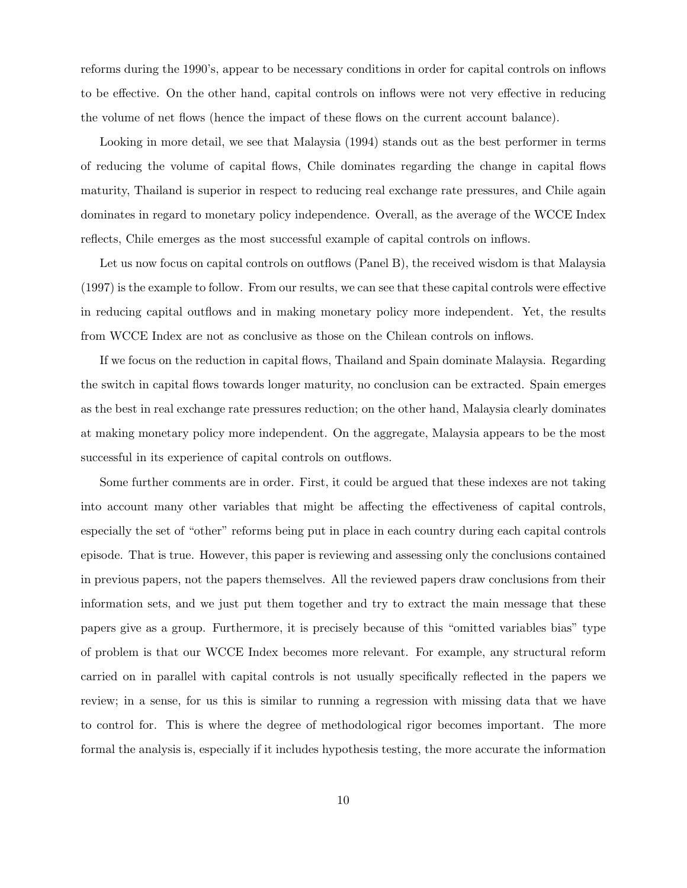reforms during the 1990's, appear to be necessary conditions in order for capital controls on inflows to be effective. On the other hand, capital controls on inflows were not very effective in reducing the volume of net flows (hence the impact of these flows on the current account balance).

Looking in more detail, we see that Malaysia (1994) stands out as the best performer in terms of reducing the volume of capital flows, Chile dominates regarding the change in capital flows maturity, Thailand is superior in respect to reducing real exchange rate pressures, and Chile again dominates in regard to monetary policy independence. Overall, as the average of the WCCE Index reflects, Chile emerges as the most successful example of capital controls on inflows.

Let us now focus on capital controls on outflows (Panel B), the received wisdom is that Malaysia (1997) is the example to follow. From our results, we can see that these capital controls were effective in reducing capital outflows and in making monetary policy more independent. Yet, the results from WCCE Index are not as conclusive as those on the Chilean controls on inflows.

If we focus on the reduction in capital flows, Thailand and Spain dominate Malaysia. Regarding the switch in capital flows towards longer maturity, no conclusion can be extracted. Spain emerges as the best in real exchange rate pressures reduction; on the other hand, Malaysia clearly dominates at making monetary policy more independent. On the aggregate, Malaysia appears to be the most successful in its experience of capital controls on outflows.

Some further comments are in order. First, it could be argued that these indexes are not taking into account many other variables that might be affecting the effectiveness of capital controls, especially the set of "other" reforms being put in place in each country during each capital controls episode. That is true. However, this paper is reviewing and assessing only the conclusions contained in previous papers, not the papers themselves. All the reviewed papers draw conclusions from their information sets, and we just put them together and try to extract the main message that these papers give as a group. Furthermore, it is precisely because of this "omitted variables bias" type of problem is that our WCCE Index becomes more relevant. For example, any structural reform carried on in parallel with capital controls is not usually specifically reflected in the papers we review; in a sense, for us this is similar to running a regression with missing data that we have to control for. This is where the degree of methodological rigor becomes important. The more formal the analysis is, especially if it includes hypothesis testing, the more accurate the information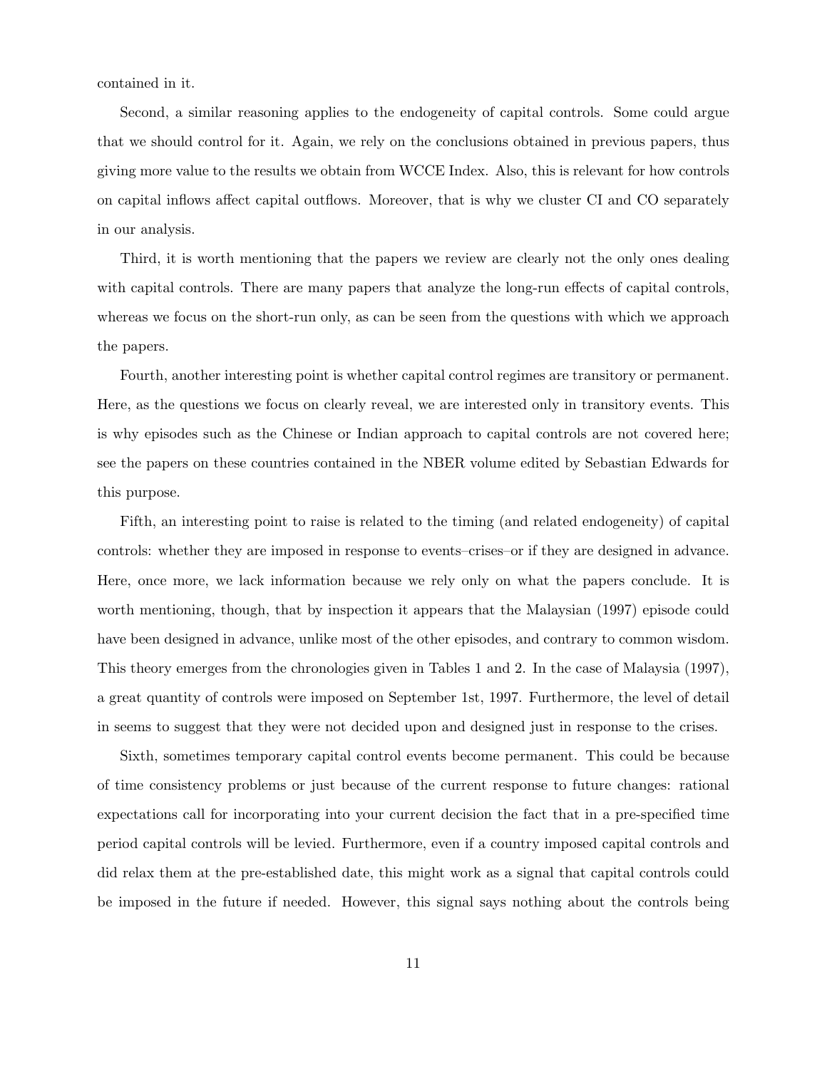contained in it.

Second, a similar reasoning applies to the endogeneity of capital controls. Some could argue that we should control for it. Again, we rely on the conclusions obtained in previous papers, thus giving more value to the results we obtain from WCCE Index. Also, this is relevant for how controls on capital inflows affect capital outflows. Moreover, that is why we cluster CI and CO separately in our analysis.

Third, it is worth mentioning that the papers we review are clearly not the only ones dealing with capital controls. There are many papers that analyze the long-run effects of capital controls, whereas we focus on the short-run only, as can be seen from the questions with which we approach the papers.

Fourth, another interesting point is whether capital control regimes are transitory or permanent. Here, as the questions we focus on clearly reveal, we are interested only in transitory events. This is why episodes such as the Chinese or Indian approach to capital controls are not covered here; see the papers on these countries contained in the NBER volume edited by Sebastian Edwards for this purpose.

Fifth, an interesting point to raise is related to the timing (and related endogeneity) of capital controls: whether they are imposed in response to events–crises–or if they are designed in advance. Here, once more, we lack information because we rely only on what the papers conclude. It is worth mentioning, though, that by inspection it appears that the Malaysian (1997) episode could have been designed in advance, unlike most of the other episodes, and contrary to common wisdom. This theory emerges from the chronologies given in Tables 1 and 2. In the case of Malaysia (1997), a great quantity of controls were imposed on September 1st, 1997. Furthermore, the level of detail in seems to suggest that they were not decided upon and designed just in response to the crises.

Sixth, sometimes temporary capital control events become permanent. This could be because of time consistency problems or just because of the current response to future changes: rational expectations call for incorporating into your current decision the fact that in a pre-specified time period capital controls will be levied. Furthermore, even if a country imposed capital controls and did relax them at the pre-established date, this might work as a signal that capital controls could be imposed in the future if needed. However, this signal says nothing about the controls being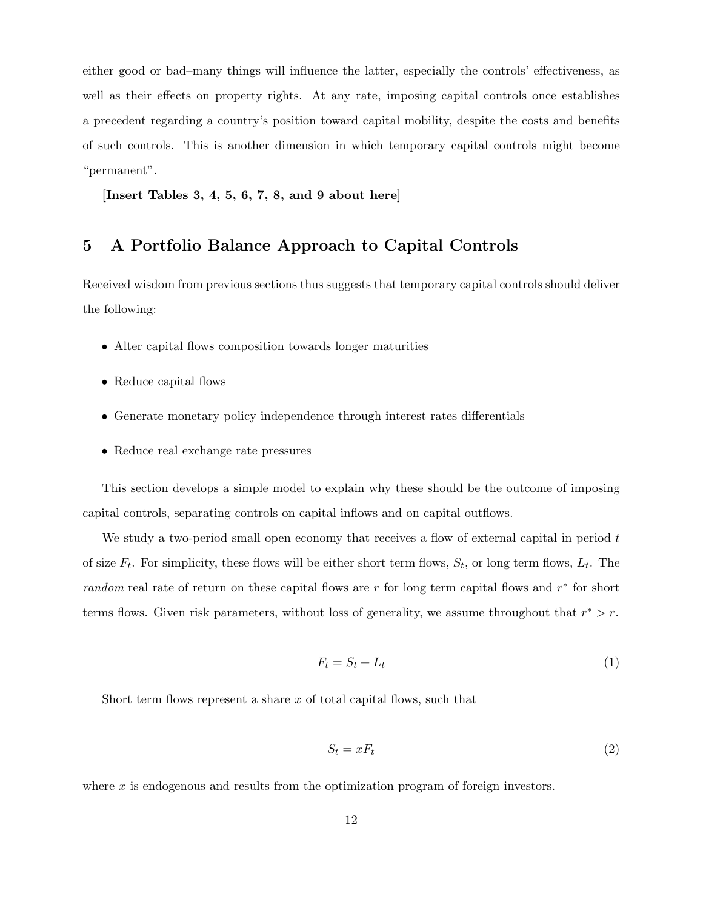either good or bad–many things will influence the latter, especially the controls' effectiveness, as well as their effects on property rights. At any rate, imposing capital controls once establishes a precedent regarding a country's position toward capital mobility, despite the costs and benefits of such controls. This is another dimension in which temporary capital controls might become "permanent".

**[Insert Tables 3, 4, 5, 6, 7, 8, and 9 about here]**

## 5 A Portfolio Balance Approach to Capital Controls

Received wisdom from previous sections thus suggests that temporary capital controls should deliver the following:

- Alter capital flows composition towards longer maturities
- Reduce capital flows
- Generate monetary policy independence through interest rates differentials
- Reduce real exchange rate pressures

This section develops a simple model to explain why these should be the outcome of imposing capital controls, separating controls on capital inflows and on capital outflows.

We study a two-period small open economy that receives a flow of external capital in period $t$ of size $F_t$. For simplicity, these flows will be either short term flows, $S_t$, or long term flows, $L_t$. The *random* real rate of return on these capital flows are $r$ for long term capital flows and $r^*$ for short terms flows. Given risk parameters, without loss of generality, we assume throughout that $r^* > r$.

$$F_t = S_t + L_t \tag{1}$$

Short term flows represent a share $x$ of total capital flows, such that

$$S_t = xF_t \tag{2}$$

where $x$ is endogenous and results from the optimization program of foreign investors.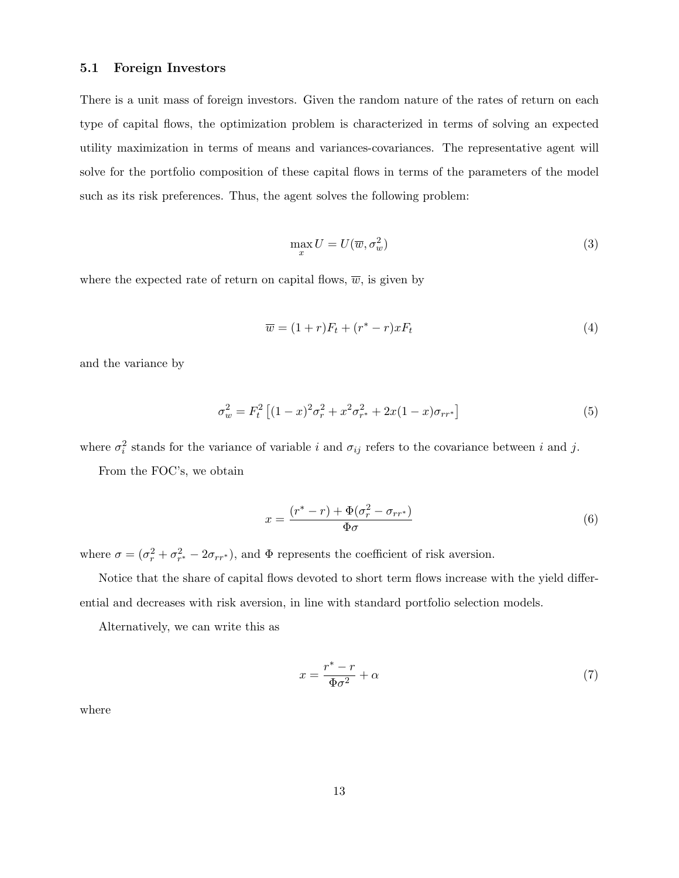### 5.1 Foreign Investors

There is a unit mass of foreign investors. Given the random nature of the rates of return on each type of capital flows, the optimization problem is characterized in terms of solving an expected utility maximization in terms of means and variances-covariances. The representative agent will solve for the portfolio composition of these capital flows in terms of the parameters of the model such as its risk preferences. Thus, the agent solves the following problem:

$$\max_{x} U = U(\overline{w}, \sigma_w^2) \tag{3}$$

where the expected rate of return on capital flows, $\overline{w}$, is given by

$$\overline{w} = (1+r)F_t + (r^* - r)xF_t \tag{4}$$

and the variance by

$$\sigma_w^2 = F_t^2 \left[ (1-x)^2 \sigma_r^2 + x^2 \sigma_{r^*}^2 + 2x(1-x)\sigma_{rr^*} \right] \tag{5}$$

where $\sigma_i^2$ stands for the variance of variable $i$ and $\sigma_{ij}$ refers to the covariance between $i$ and $j$.

From the FOC's, we obtain

$$x = \frac{(r^* - r) + \Phi(\sigma_r^2 - \sigma_{rr^*})}{\Phi \sigma} \tag{6}$$

where $\sigma = (\sigma_r^2 + \sigma_{r^*}^2 - 2\sigma_{rr^*})$, and $\Phi$ represents the coefficient of risk aversion.

Notice that the share of capital flows devoted to short term flows increase with the yield differential and decreases with risk aversion, in line with standard portfolio selection models.

Alternatively, we can write this as

$$x = \frac{r^* - r}{\Phi \sigma^2} + \alpha \tag{7}$$

where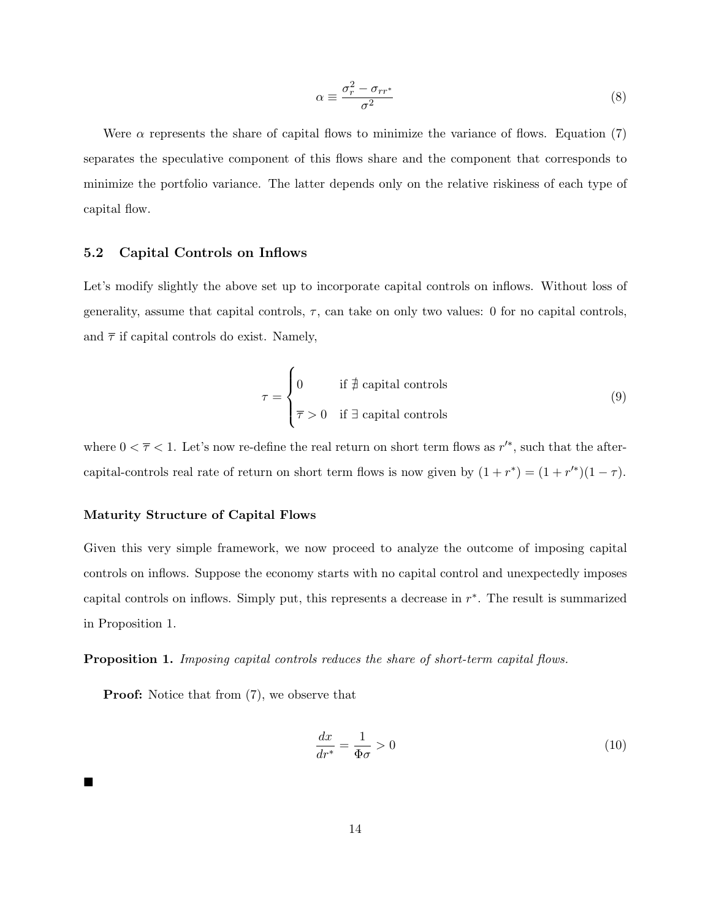$$\alpha \equiv \frac{\sigma_r^2 - \sigma_{rr^*}}{\sigma^2} \tag{8}$$

Were $\alpha$ represents the share of capital flows to minimize the variance of flows. Equation (7) separates the speculative component of this flows share and the component that corresponds to minimize the portfolio variance. The latter depends only on the relative riskiness of each type of capital flow.

### 5.2 Capital Controls on Inflows

Let's modify slightly the above set up to incorporate capital controls on inflows. Without loss of generality, assume that capital controls, $\tau$, can take on only two values: 0 for no capital controls, and $\overline{\tau}$ if capital controls do exist. Namely,

$$\tau = \begin{cases} 0 & \text{if } \nexists \text{ capital controls} \\ \overline{\tau} > 0 & \text{if } \exists \text{ capital controls} \end{cases} \tag{9}$$

where $0 < \overline{\tau} < 1$. Let's now re-define the real return on short term flows as $r'^*$, such that the after-capital-controls real rate of return on short term flows is now given by $(1 + r^*) = (1 + r'^*)(1 - \tau)$.

#### Maturity Structure of Capital Flows

Given this very simple framework, we now proceed to analyze the outcome of imposing capital controls on inflows. Suppose the economy starts with no capital control and unexpectedly imposes capital controls on inflows. Simply put, this represents a decrease in $r^*$. The result is summarized in Proposition 1.

**Proposition 1.** *Imposing capital controls reduces the share of short-term capital flows.*

**Proof:** Notice that from (7), we observe that

$$\frac{dx}{dr^*} = \frac{1}{\Phi \sigma} > 0 \tag{10}$$

■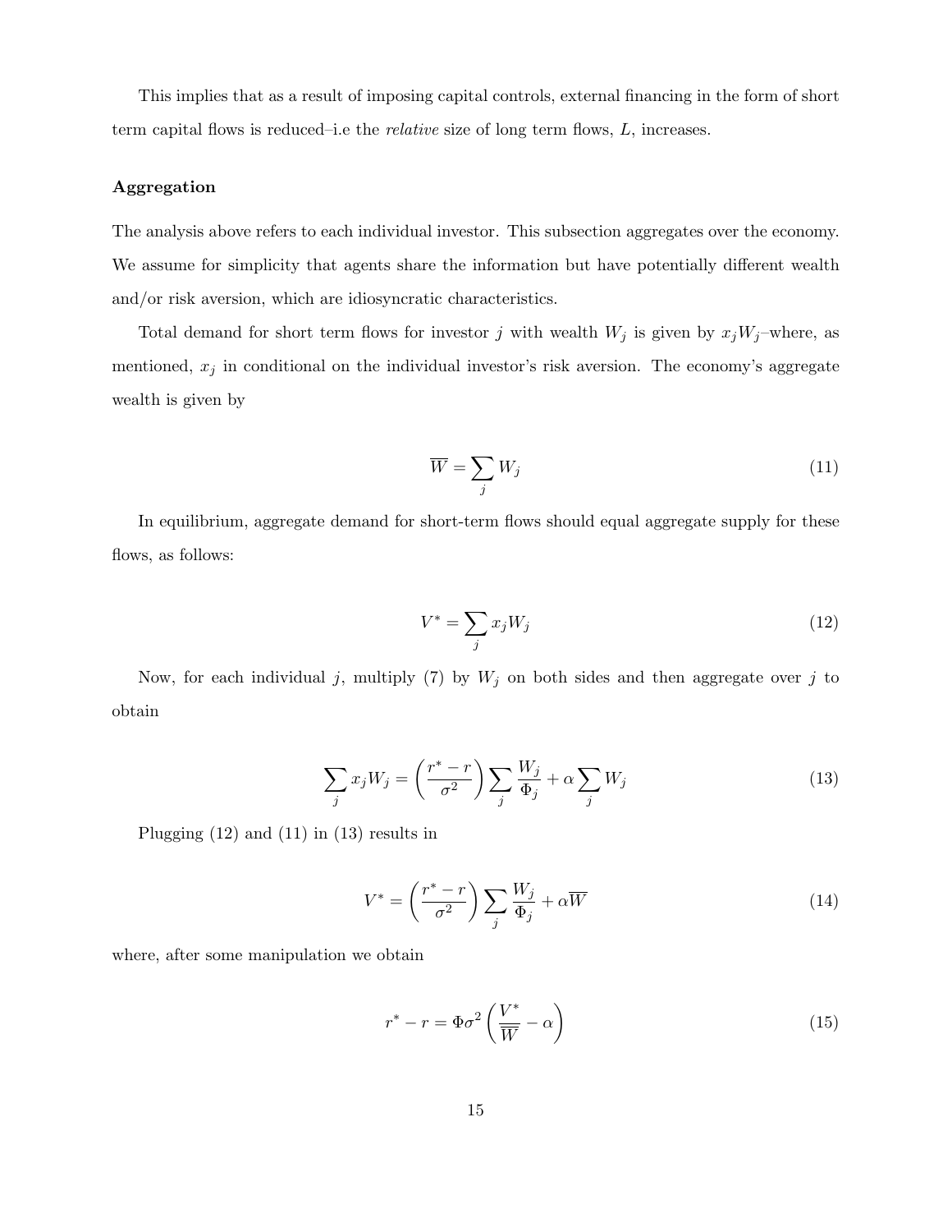This implies that as a result of imposing capital controls, external financing in the form of short term capital flows is reduced–i.e the *relative* size of long term flows, $L$, increases.

**Aggregation**

The analysis above refers to each individual investor. This subsection aggregates over the economy. We assume for simplicity that agents share the information but have potentially different wealth and/or risk aversion, which are idiosyncratic characteristics.

Total demand for short term flows for investor $j$ with wealth $W_j$ is given by $x_j W_j$–where, as mentioned, $x_j$ in conditional on the individual investor's risk aversion. The economy's aggregate wealth is given by

$$\overline{W} = \sum_j W_j \tag{11}$$

In equilibrium, aggregate demand for short-term flows should equal aggregate supply for these flows, as follows:

$$V^* = \sum_j x_j W_j \tag{12}$$

Now, for each individual $j$, multiply (7) by $W_j$ on both sides and then aggregate over $j$ to obtain

$$\sum_j x_j W_j = \left(\frac{r^* - r}{\sigma^2}\right) \sum_j \frac{W_j}{\Phi_j} + \alpha \sum_j W_j \tag{13}$$

Plugging (12) and (11) in (13) results in

$$V^* = \left(\frac{r^* - r}{\sigma^2}\right) \sum_j \frac{W_j}{\Phi_j} + \alpha \overline{W} \tag{14}$$

where, after some manipulation we obtain

$$r^* - r = \Phi \sigma^2 \left(\frac{V^*}{\overline{W}} - \alpha\right) \tag{15}$$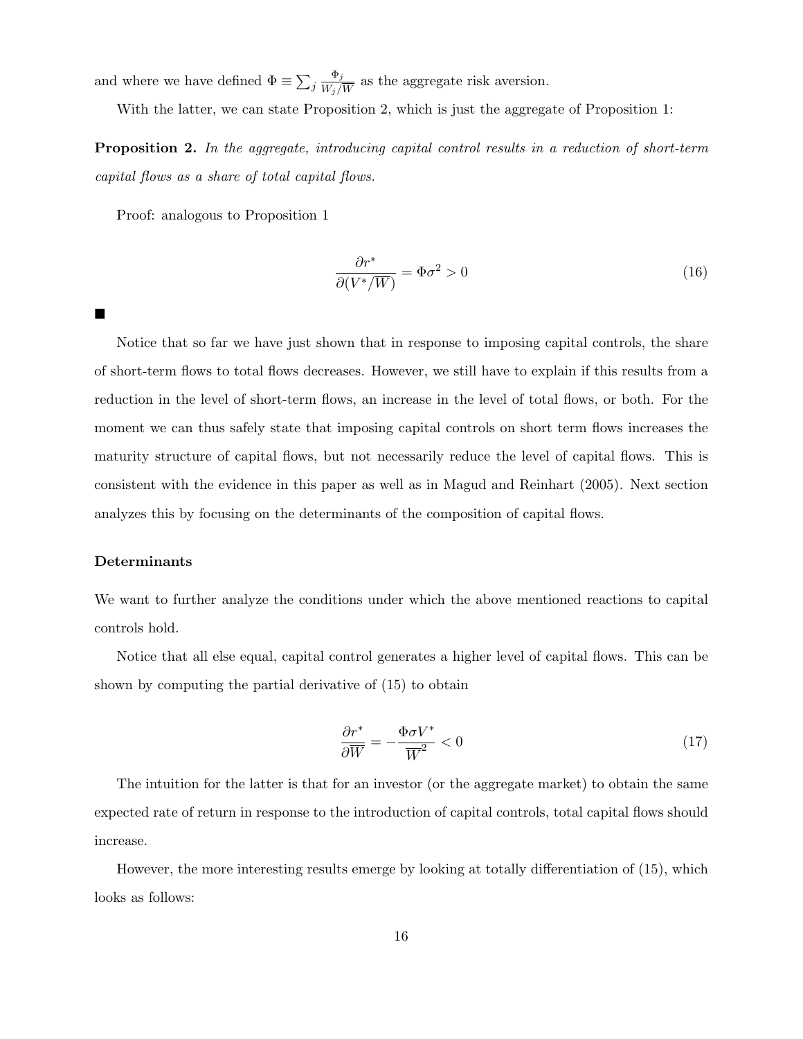and where we have defined $\Phi \equiv \sum_j \frac{\Phi_j}{W_j/\overline{W}}$ as the aggregate risk aversion.

With the latter, we can state Proposition 2, which is just the aggregate of Proposition 1:

**Proposition 2.** *In the aggregate, introducing capital control results in a reduction of short-term capital flows as a share of total capital flows.*

Proof: analogous to Proposition 1

$$\frac{\partial r^*}{\partial (V^*/\overline{W})} = \Phi\sigma^2 > 0 \tag{16}$$

■

Notice that so far we have just shown that in response to imposing capital controls, the share of short-term flows to total flows decreases. However, we still have to explain if this results from a reduction in the level of short-term flows, an increase in the level of total flows, or both. For the moment we can thus safely state that imposing capital controls on short term flows increases the maturity structure of capital flows, but not necessarily reduce the level of capital flows. This is consistent with the evidence in this paper as well as in Magud and Reinhart (2005). Next section analyzes this by focusing on the determinants of the composition of capital flows.

**Determinants**

We want to further analyze the conditions under which the above mentioned reactions to capital controls hold.

Notice that all else equal, capital control generates a higher level of capital flows. This can be shown by computing the partial derivative of (15) to obtain

$$\frac{\partial r^*}{\partial \overline{W}} = -\frac{\Phi\sigma V^*}{\overline{W}^2} < 0 \tag{17}$$

The intuition for the latter is that for an investor (or the aggregate market) to obtain the same expected rate of return in response to the introduction of capital controls, total capital flows should increase.

However, the more interesting results emerge by looking at totally differentiation of (15), which looks as follows: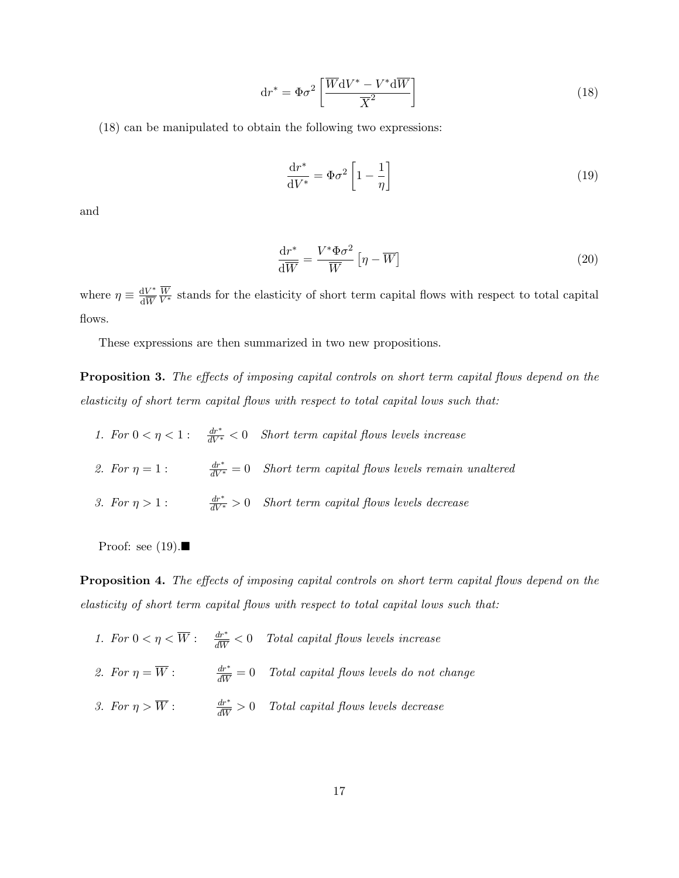$$\mathrm{d}r^* = \Phi\sigma^2 \left[ \frac{\overline{W}\mathrm{d}V^* - V^*\mathrm{d}\overline{W}}{\overline{X}^2} \right] \tag{18}$$

(18) can be manipulated to obtain the following two expressions:

$$\frac{\mathrm{d}r^*}{\mathrm{d}V^*} = \Phi\sigma^2 \left[ 1 - \frac{1}{\eta} \right] \tag{19}$$

and

$$\frac{\mathrm{d}r^*}{\mathrm{d}\overline{W}} = \frac{V^*\Phi\sigma^2}{\overline{W}} \left[ \eta - \overline{W} \right] \tag{20}$$

where $\eta \equiv \frac{\mathrm{d}V^*}{\mathrm{d}\overline{W}} \frac{\overline{W}}{V^*}$ stands for the elasticity of short term capital flows with respect to total capital flows.

These expressions are then summarized in two new propositions.

**Proposition 3.** *The effects of imposing capital controls on short term capital flows depend on the elasticity of short term capital flows with respect to total capital lows such that:*

1. *For* $0 < \eta < 1$ : $\frac{dr^*}{dV^*} < 0$ *Short term capital flows levels increase*
2. *For* $\eta = 1$ : $\frac{dr^*}{dV^*} = 0$ *Short term capital flows levels remain unaltered*
3. *For* $\eta > 1$ : $\frac{dr^*}{dV^*} > 0$ *Short term capital flows levels decrease*

Proof: see (19).■

**Proposition 4.** *The effects of imposing capital controls on short term capital flows depend on the elasticity of short term capital flows with respect to total capital lows such that:*

1. *For* $0 < \eta < \overline{W}$ : $\frac{dr^*}{d\overline{W}} < 0$ *Total capital flows levels increase*
2. *For* $\eta = \overline{W}$ : $\frac{dr^*}{d\overline{W}} = 0$ *Total capital flows levels do not change*
3. *For* $\eta > \overline{W}$ : $\frac{dr^*}{d\overline{W}} > 0$ *Total capital flows levels decrease*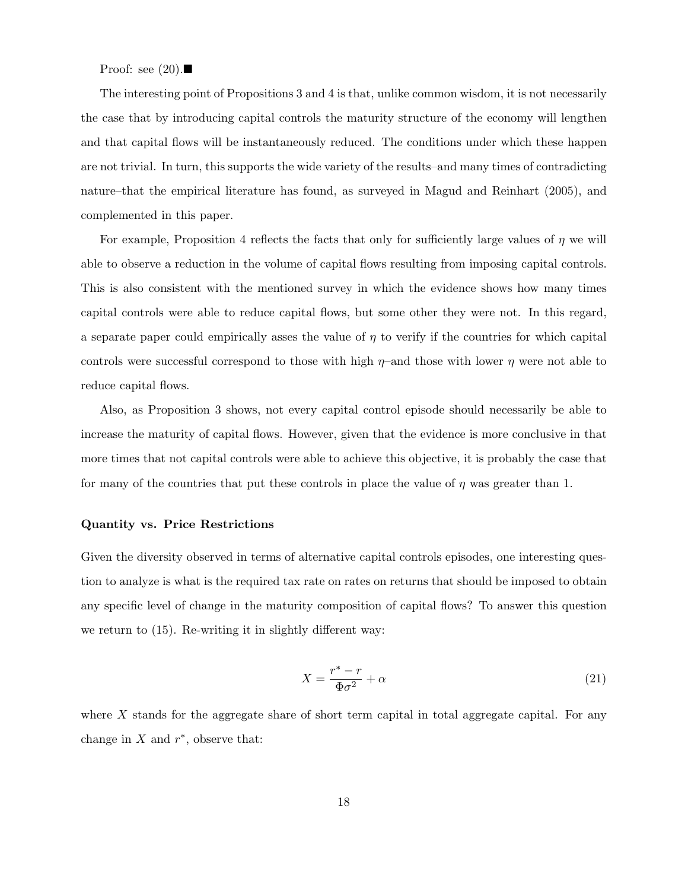Proof: see (20).■

The interesting point of Propositions 3 and 4 is that, unlike common wisdom, it is not necessarily the case that by introducing capital controls the maturity structure of the economy will lengthen and that capital flows will be instantaneously reduced. The conditions under which these happen are not trivial. In turn, this supports the wide variety of the results–and many times of contradicting nature–that the empirical literature has found, as surveyed in Magud and Reinhart (2005), and complemented in this paper.

For example, Proposition 4 reflects the facts that only for sufficiently large values of $\eta$ we will able to observe a reduction in the volume of capital flows resulting from imposing capital controls. This is also consistent with the mentioned survey in which the evidence shows how many times capital controls were able to reduce capital flows, but some other they were not. In this regard, a separate paper could empirically asses the value of $\eta$ to verify if the countries for which capital controls were successful correspond to those with high $\eta$–and those with lower $\eta$ were not able to reduce capital flows.

Also, as Proposition 3 shows, not every capital control episode should necessarily be able to increase the maturity of capital flows. However, given that the evidence is more conclusive in that more times that not capital controls were able to achieve this objective, it is probably the case that for many of the countries that put these controls in place the value of $\eta$ was greater than 1.

**Quantity vs. Price Restrictions**

Given the diversity observed in terms of alternative capital controls episodes, one interesting question to analyze is what is the required tax rate on rates on returns that should be imposed to obtain any specific level of change in the maturity composition of capital flows? To answer this question we return to (15). Re-writing it in slightly different way:

$$X = \frac{r^* - r}{\Phi\sigma^2} + \alpha \tag{21}$$

where $X$ stands for the aggregate share of short term capital in total aggregate capital. For any change in $X$ and $r^*$, observe that: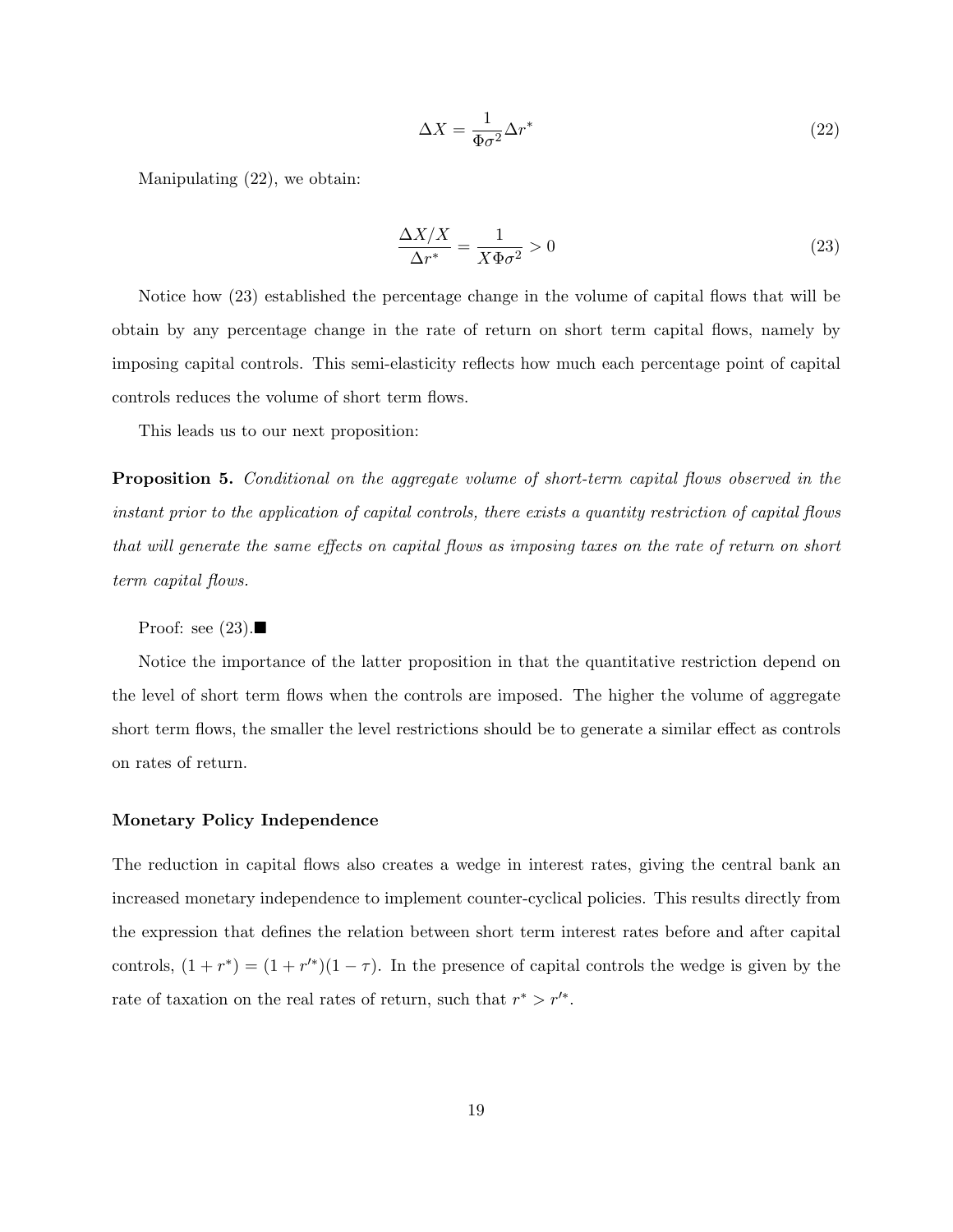$$\Delta X = \frac{1}{\Phi\sigma^2}\Delta r^* \tag{22}$$

Manipulating (22), we obtain:

$$\frac{\Delta X/X}{\Delta r^*} = \frac{1}{X\Phi\sigma^2} > 0 \tag{23}$$

Notice how (23) established the percentage change in the volume of capital flows that will be obtain by any percentage change in the rate of return on short term capital flows, namely by imposing capital controls. This semi-elasticity reflects how much each percentage point of capital controls reduces the volume of short term flows.

This leads us to our next proposition:

**Proposition 5.** *Conditional on the aggregate volume of short-term capital flows observed in the instant prior to the application of capital controls, there exists a quantity restriction of capital flows that will generate the same effects on capital flows as imposing taxes on the rate of return on short term capital flows.*

Proof: see (23).■

Notice the importance of the latter proposition in that the quantitative restriction depend on the level of short term flows when the controls are imposed. The higher the volume of aggregate short term flows, the smaller the level restrictions should be to generate a similar effect as controls on rates of return.

**Monetary Policy Independence**

The reduction in capital flows also creates a wedge in interest rates, giving the central bank an increased monetary independence to implement counter-cyclical policies. This results directly from the expression that defines the relation between short term interest rates before and after capital controls, $(1 + r^*) = (1 + r'^*)(1 - \tau)$. In the presence of capital controls the wedge is given by the rate of taxation on the real rates of return, such that $r^* > r'^*$.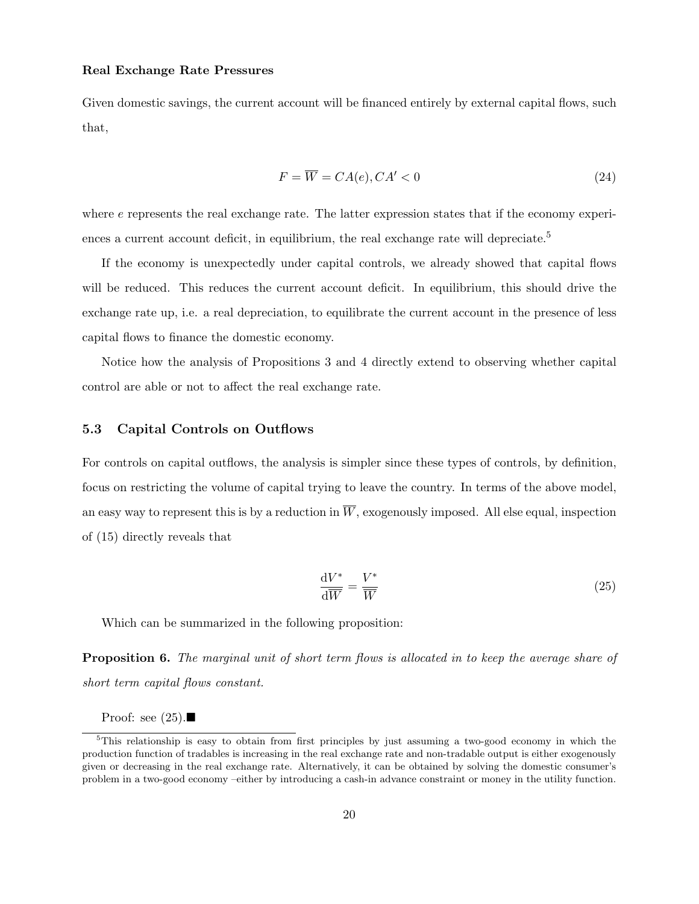**Real Exchange Rate Pressures**

Given domestic savings, the current account will be financed entirely by external capital flows, such that,

$$F = \overline{W} = CA(e), CA' < 0 \tag{24}$$

where $e$ represents the real exchange rate. The latter expression states that if the economy experiences a current account deficit, in equilibrium, the real exchange rate will depreciate.[5]

If the economy is unexpectedly under capital controls, we already showed that capital flows will be reduced. This reduces the current account deficit. In equilibrium, this should drive the exchange rate up, i.e. a real depreciation, to equilibrate the current account in the presence of less capital flows to finance the domestic economy.

Notice how the analysis of Propositions 3 and 4 directly extend to observing whether capital control are able or not to affect the real exchange rate.

### 5.3 Capital Controls on Outflows

For controls on capital outflows, the analysis is simpler since these types of controls, by definition, focus on restricting the volume of capital trying to leave the country. In terms of the above model, an easy way to represent this is by a reduction in $\overline{W}$, exogenously imposed. All else equal, inspection of (15) directly reveals that

$$\frac{\mathrm{d}V^*}{\mathrm{d}\overline{W}} = \frac{V^*}{\overline{W}} \tag{25}$$

Which can be summarized in the following proposition:

**Proposition 6.** *The marginal unit of short term flows is allocated in to keep the average share of short term capital flows constant.*

Proof: see (25).■

[5] This relationship is easy to obtain from first principles by just assuming a two-good economy in which the production function of tradables is increasing in the real exchange rate and non-tradable output is either exogenously given or decreasing in the real exchange rate. Alternatively, it can be obtained by solving the domestic consumer's problem in a two-good economy –either by introducing a cash-in advance constraint or money in the utility function.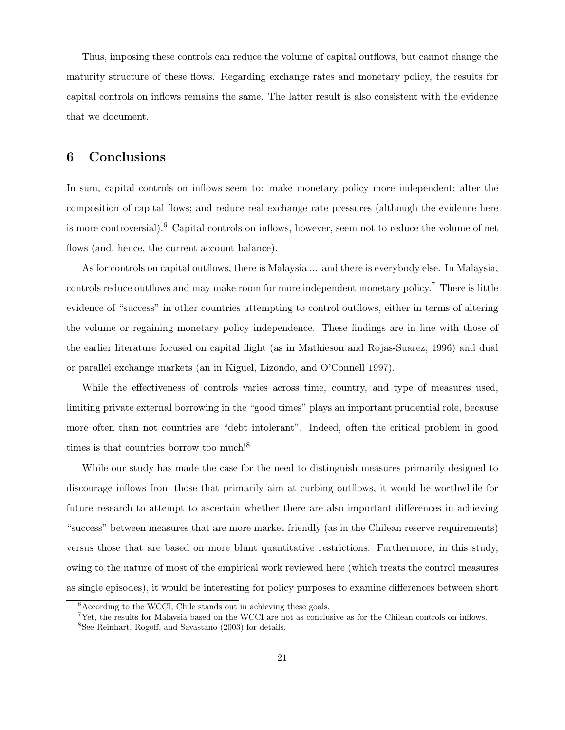Thus, imposing these controls can reduce the volume of capital outflows, but cannot change the maturity structure of these flows. Regarding exchange rates and monetary policy, the results for capital controls on inflows remains the same. The latter result is also consistent with the evidence that we document.

## 6 Conclusions

In sum, capital controls on inflows seem to: make monetary policy more independent; alter the composition of capital flows; and reduce real exchange rate pressures (although the evidence here is more controversial).[6] Capital controls on inflows, however, seem not to reduce the volume of net flows (and, hence, the current account balance).

As for controls on capital outflows, there is Malaysia ... and there is everybody else. In Malaysia, controls reduce outflows and may make room for more independent monetary policy.[7] There is little evidence of "success" in other countries attempting to control outflows, either in terms of altering the volume or regaining monetary policy independence. These findings are in line with those of the earlier literature focused on capital flight (as in Mathieson and Rojas-Suarez, 1996) and dual or parallel exchange markets (an in Kiguel, Lizondo, and O'Connell 1997).

While the effectiveness of controls varies across time, country, and type of measures used, limiting private external borrowing in the "good times" plays an important prudential role, because more often than not countries are "debt intolerant". Indeed, often the critical problem in good times is that countries borrow too much![8]

While our study has made the case for the need to distinguish measures primarily designed to discourage inflows from those that primarily aim at curbing outflows, it would be worthwhile for future research to attempt to ascertain whether there are also important differences in achieving "success" between measures that are more market friendly (as in the Chilean reserve requirements) versus those that are based on more blunt quantitative restrictions. Furthermore, in this study, owing to the nature of most of the empirical work reviewed here (which treats the control measures as single episodes), it would be interesting for policy purposes to examine differences between short

[6] According to the WCCI, Chile stands out in achieving these goals.

[7] Yet, the results for Malaysia based on the WCCI are not as conclusive as for the Chilean controls on inflows.

[8] See Reinhart, Rogoff, and Savastano (2003) for details.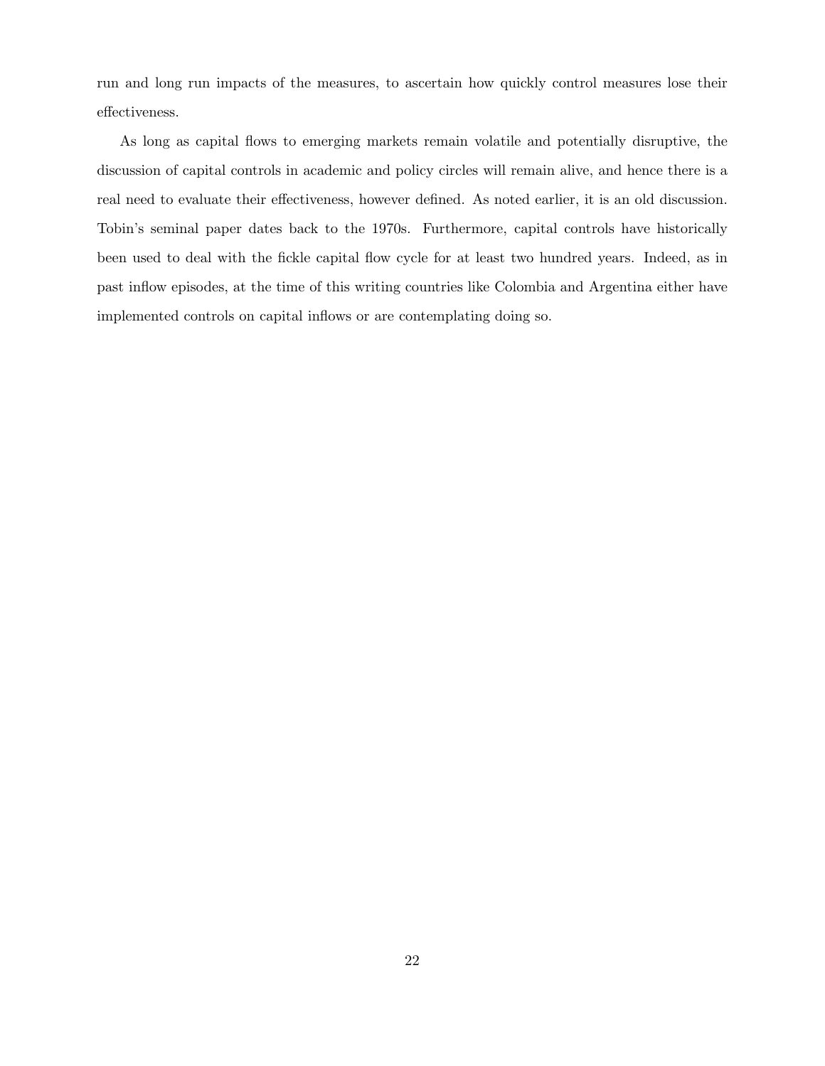run and long run impacts of the measures, to ascertain how quickly control measures lose their effectiveness.

As long as capital flows to emerging markets remain volatile and potentially disruptive, the discussion of capital controls in academic and policy circles will remain alive, and hence there is a real need to evaluate their effectiveness, however defined. As noted earlier, it is an old discussion. Tobin's seminal paper dates back to the 1970s. Furthermore, capital controls have historically been used to deal with the fickle capital flow cycle for at least two hundred years. Indeed, as in past inflow episodes, at the time of this writing countries like Colombia and Argentina either have implemented controls on capital inflows or are contemplating doing so.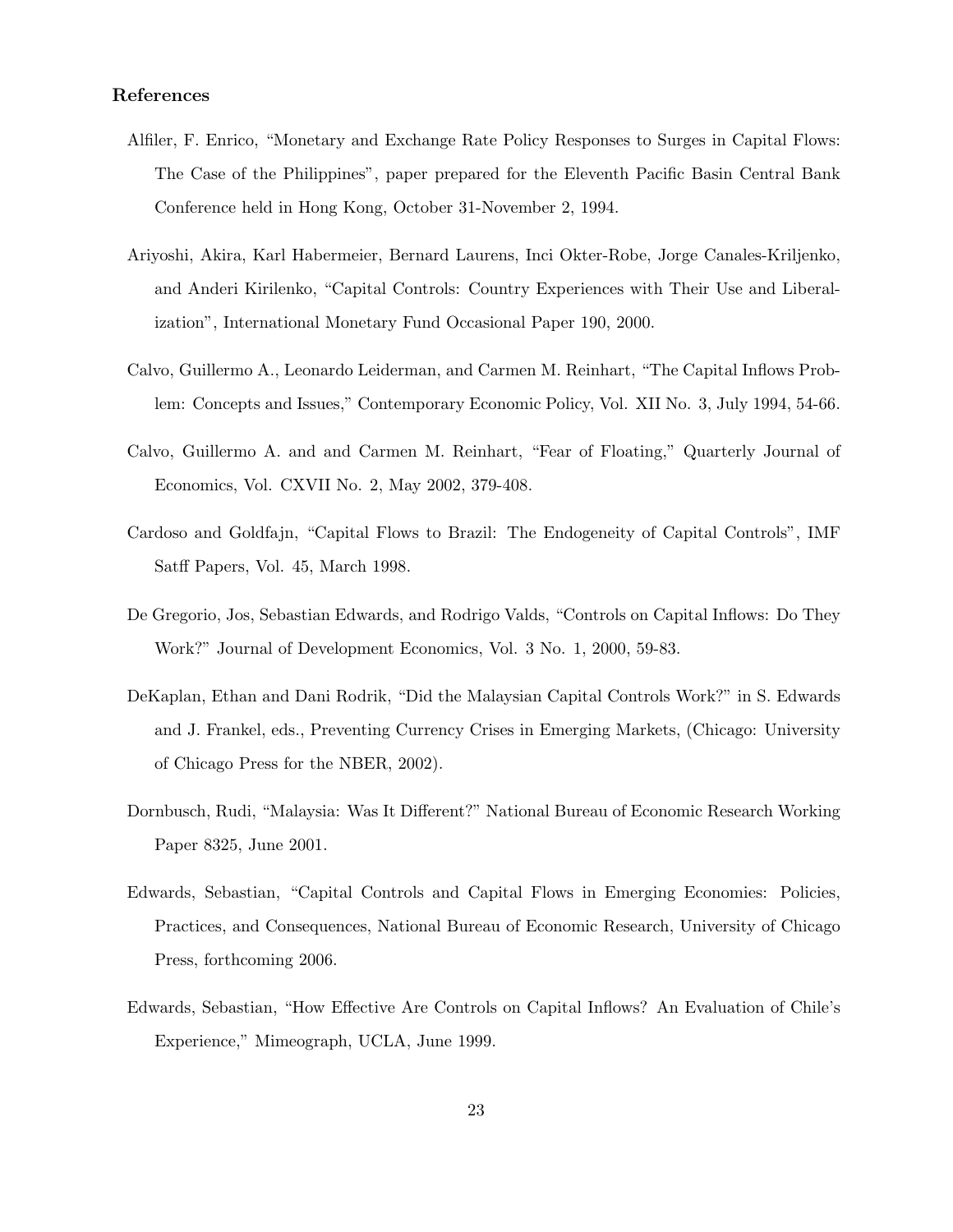## References

Alfiler, F. Enrico, "Monetary and Exchange Rate Policy Responses to Surges in Capital Flows: The Case of the Philippines", paper prepared for the Eleventh Pacific Basin Central Bank Conference held in Hong Kong, October 31-November 2, 1994.

Ariyoshi, Akira, Karl Habermeier, Bernard Laurens, Inci Okter-Robe, Jorge Canales-Kriljenko, and Anderi Kirilenko, "Capital Controls: Country Experiences with Their Use and Liberalization", International Monetary Fund Occasional Paper 190, 2000.

Calvo, Guillermo A., Leonardo Leiderman, and Carmen M. Reinhart, "The Capital Inflows Problem: Concepts and Issues," Contemporary Economic Policy, Vol. XII No. 3, July 1994, 54-66.

Calvo, Guillermo A. and and Carmen M. Reinhart, "Fear of Floating," Quarterly Journal of Economics, Vol. CXVII No. 2, May 2002, 379-408.

Cardoso and Goldfajn, "Capital Flows to Brazil: The Endogeneity of Capital Controls", IMF Satff Papers, Vol. 45, March 1998.

De Gregorio, Jos, Sebastian Edwards, and Rodrigo Valds, "Controls on Capital Inflows: Do They Work?" Journal of Development Economics, Vol. 3 No. 1, 2000, 59-83.

DeKaplan, Ethan and Dani Rodrik, "Did the Malaysian Capital Controls Work?" in S. Edwards and J. Frankel, eds., Preventing Currency Crises in Emerging Markets, (Chicago: University of Chicago Press for the NBER, 2002).

Dornbusch, Rudi, "Malaysia: Was It Different?" National Bureau of Economic Research Working Paper 8325, June 2001.

Edwards, Sebastian, "Capital Controls and Capital Flows in Emerging Economies: Policies, Practices, and Consequences, National Bureau of Economic Research, University of Chicago Press, forthcoming 2006.

Edwards, Sebastian, "How Effective Are Controls on Capital Inflows? An Evaluation of Chile's Experience," Mimeograph, UCLA, June 1999.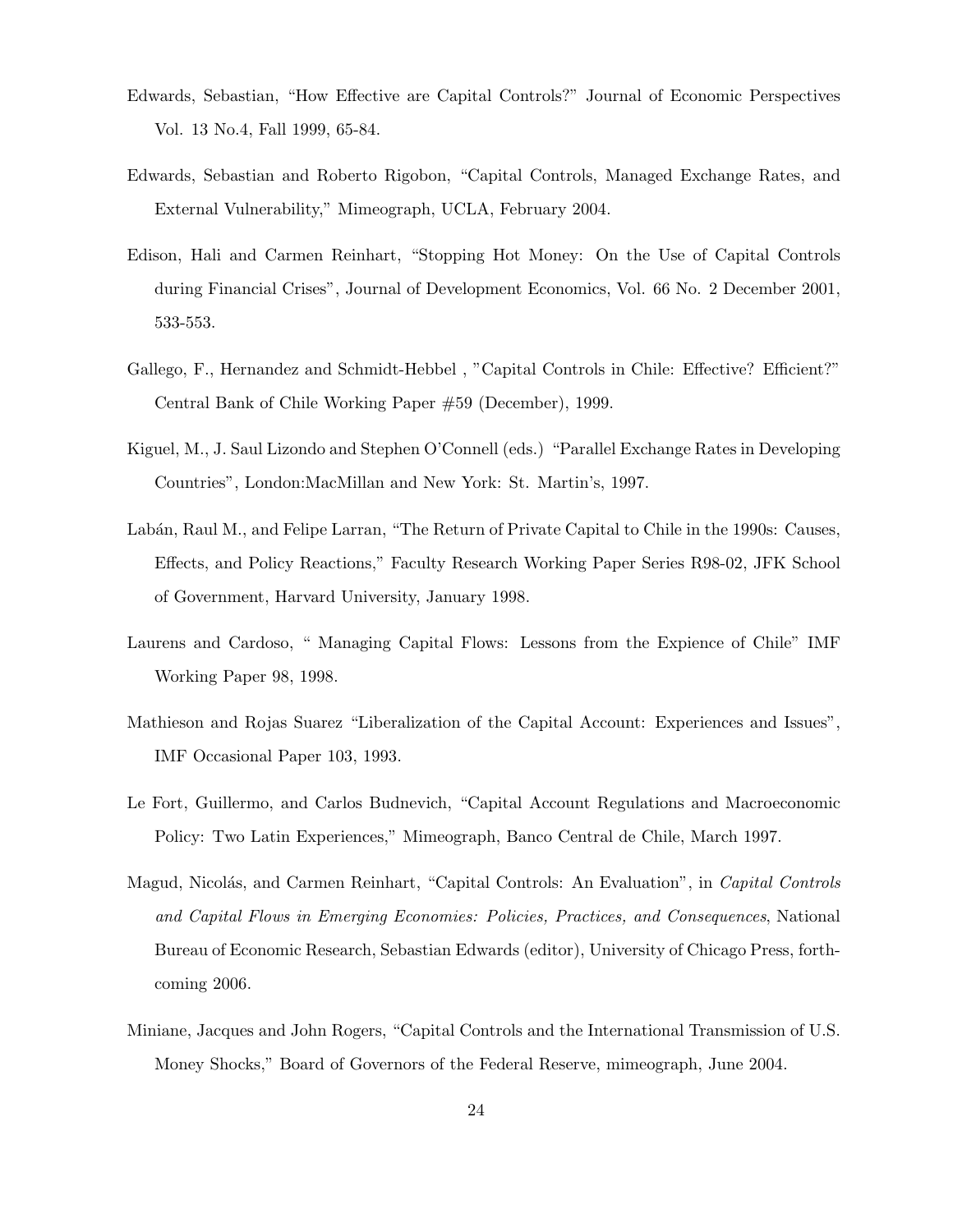Edwards, Sebastian, "How Effective are Capital Controls?" Journal of Economic Perspectives Vol. 13 No.4, Fall 1999, 65-84.

Edwards, Sebastian and Roberto Rigobon, "Capital Controls, Managed Exchange Rates, and External Vulnerability," Mimeograph, UCLA, February 2004.

Edison, Hali and Carmen Reinhart, "Stopping Hot Money: On the Use of Capital Controls during Financial Crises", Journal of Development Economics, Vol. 66 No. 2 December 2001, 533-553.

Gallego, F., Hernandez and Schmidt-Hebbel , "Capital Controls in Chile: Effective? Efficient?" Central Bank of Chile Working Paper #59 (December), 1999.

Kiguel, M., J. Saul Lizondo and Stephen O'Connell (eds.) "Parallel Exchange Rates in Developing Countries", London:MacMillan and New York: St. Martin's, 1997.

Labán, Raul M., and Felipe Larran, "The Return of Private Capital to Chile in the 1990s: Causes, Effects, and Policy Reactions," Faculty Research Working Paper Series R98-02, JFK School of Government, Harvard University, January 1998.

Laurens and Cardoso, " Managing Capital Flows: Lessons from the Expience of Chile" IMF Working Paper 98, 1998.

Mathieson and Rojas Suarez "Liberalization of the Capital Account: Experiences and Issues", IMF Occasional Paper 103, 1993.

Le Fort, Guillermo, and Carlos Budnevich, "Capital Account Regulations and Macroeconomic Policy: Two Latin Experiences," Mimeograph, Banco Central de Chile, March 1997.

Magud, Nicolás, and Carmen Reinhart, "Capital Controls: An Evaluation", in *Capital Controls and Capital Flows in Emerging Economies: Policies, Practices, and Consequences*, National Bureau of Economic Research, Sebastian Edwards (editor), University of Chicago Press, forthcoming 2006.

Miniane, Jacques and John Rogers, "Capital Controls and the International Transmission of U.S. Money Shocks," Board of Governors of the Federal Reserve, mimeograph, June 2004.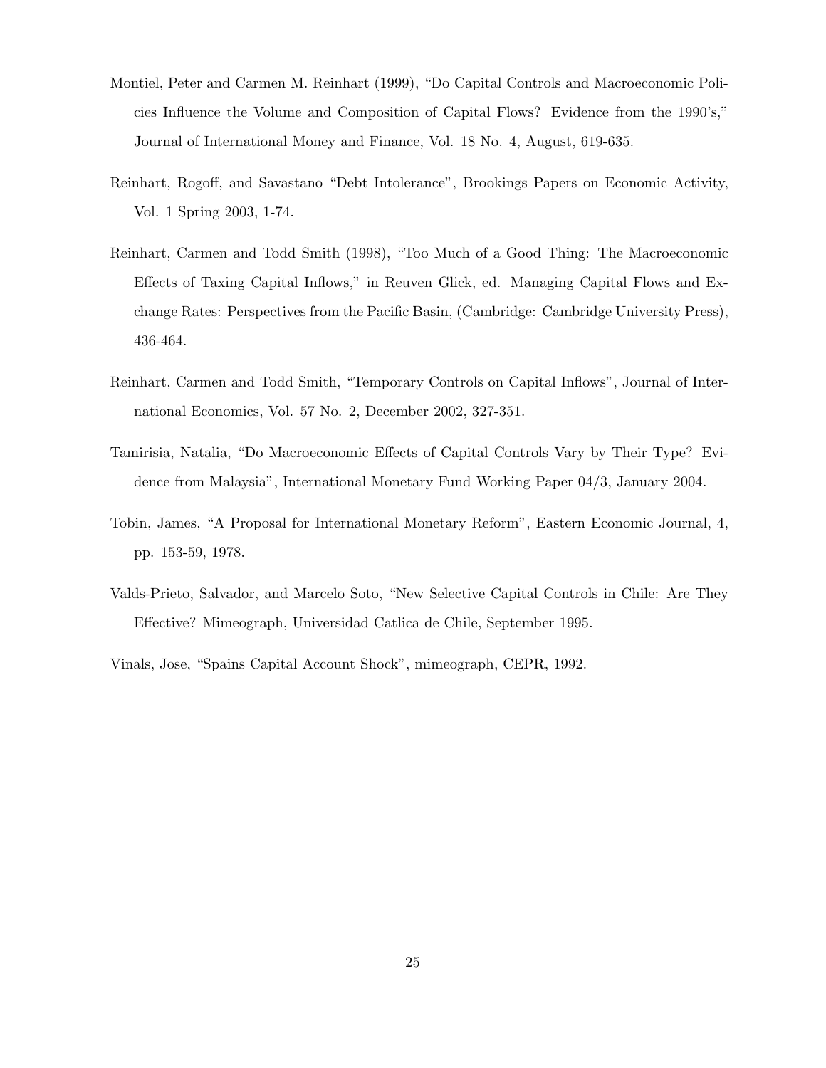Montiel, Peter and Carmen M. Reinhart (1999), "Do Capital Controls and Macroeconomic Policies Influence the Volume and Composition of Capital Flows? Evidence from the 1990's," Journal of International Money and Finance, Vol. 18 No. 4, August, 619-635.

Reinhart, Rogoff, and Savastano "Debt Intolerance", Brookings Papers on Economic Activity, Vol. 1 Spring 2003, 1-74.

Reinhart, Carmen and Todd Smith (1998), "Too Much of a Good Thing: The Macroeconomic Effects of Taxing Capital Inflows," in Reuven Glick, ed. Managing Capital Flows and Exchange Rates: Perspectives from the Pacific Basin, (Cambridge: Cambridge University Press), 436-464.

Reinhart, Carmen and Todd Smith, "Temporary Controls on Capital Inflows", Journal of International Economics, Vol. 57 No. 2, December 2002, 327-351.

Tamirisia, Natalia, "Do Macroeconomic Effects of Capital Controls Vary by Their Type? Evidence from Malaysia", International Monetary Fund Working Paper 04/3, January 2004.

Tobin, James, "A Proposal for International Monetary Reform", Eastern Economic Journal, 4, pp. 153-59, 1978.

Valds-Prieto, Salvador, and Marcelo Soto, "New Selective Capital Controls in Chile: Are They Effective? Mimeograph, Universidad Catlica de Chile, September 1995.

Vinals, Jose, "Spains Capital Account Shock", mimeograph, CEPR, 1992.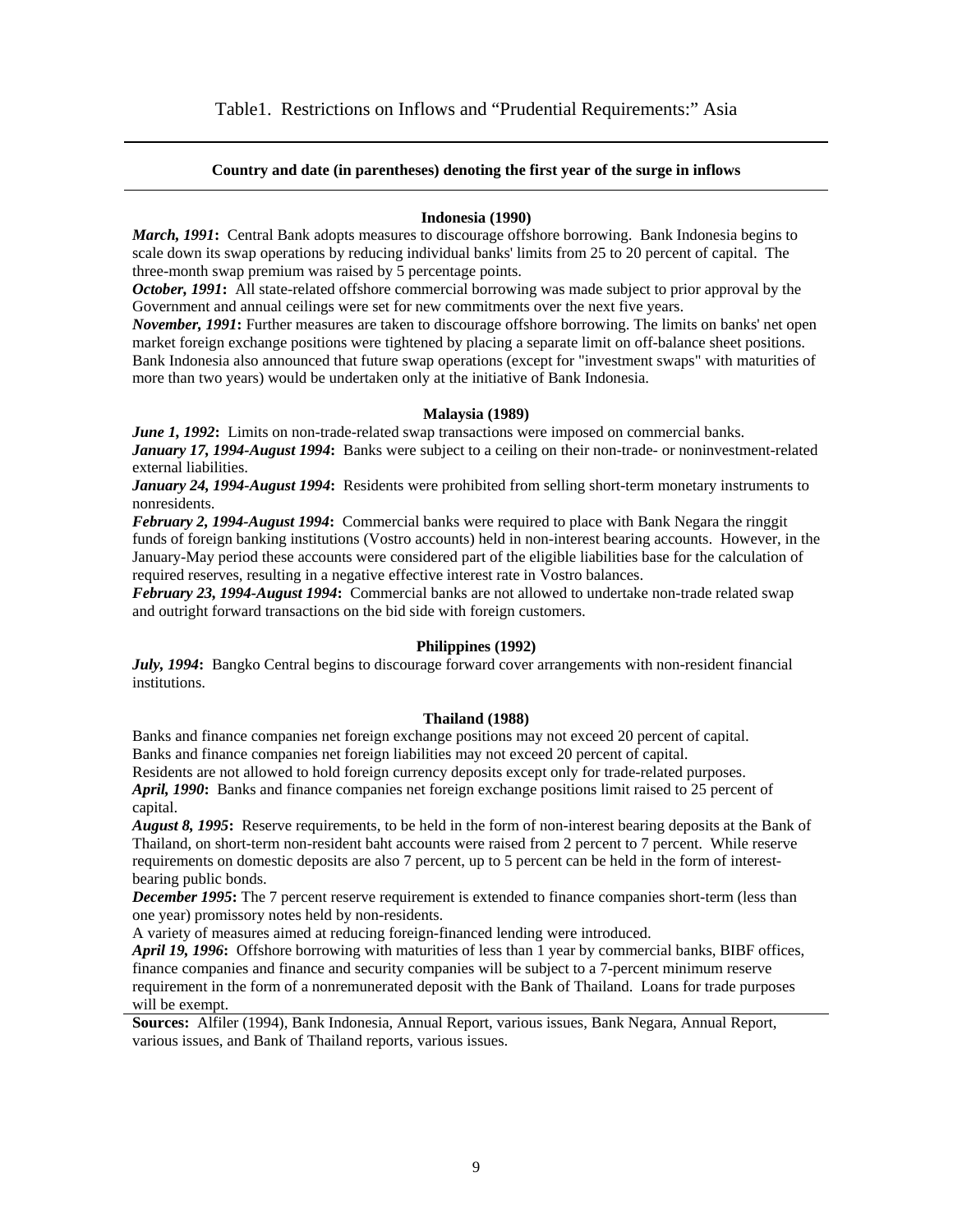Table1. Restrictions on Inflows and "Prudential Requirements:" Asia

**Country and date (in parentheses) denoting the first year of the surge in inflows**

**Indonesia (1990)**

***March, 1991*:** Central Bank adopts measures to discourage offshore borrowing. Bank Indonesia begins to scale down its swap operations by reducing individual banks' limits from 25 to 20 percent of capital. The three-month swap premium was raised by 5 percentage points.

***October, 1991*:** All state-related offshore commercial borrowing was made subject to prior approval by the Government and annual ceilings were set for new commitments over the next five years.

***November, 1991*:** Further measures are taken to discourage offshore borrowing. The limits on banks' net open market foreign exchange positions were tightened by placing a separate limit on off-balance sheet positions. Bank Indonesia also announced that future swap operations (except for "investment swaps" with maturities of more than two years) would be undertaken only at the initiative of Bank Indonesia.

**Malaysia (1989)**

***June 1, 1992*:** Limits on non-trade-related swap transactions were imposed on commercial banks.

***January 17, 1994-August 1994*:** Banks were subject to a ceiling on their non-trade- or noninvestment-related external liabilities.

***January 24, 1994-August 1994*:** Residents were prohibited from selling short-term monetary instruments to nonresidents.

***February 2, 1994-August 1994*:** Commercial banks were required to place with Bank Negara the ringgit funds of foreign banking institutions (Vostro accounts) held in non-interest bearing accounts. However, in the January-May period these accounts were considered part of the eligible liabilities base for the calculation of required reserves, resulting in a negative effective interest rate in Vostro balances.

***February 23, 1994-August 1994*:** Commercial banks are not allowed to undertake non-trade related swap and outright forward transactions on the bid side with foreign customers.

**Philippines (1992)**

***July, 1994*:** Bangko Central begins to discourage forward cover arrangements with non-resident financial institutions.

**Thailand (1988)**

Banks and finance companies net foreign exchange positions may not exceed 20 percent of capital.

Banks and finance companies net foreign liabilities may not exceed 20 percent of capital.

Residents are not allowed to hold foreign currency deposits except only for trade-related purposes.

***April, 1990*:** Banks and finance companies net foreign exchange positions limit raised to 25 percent of capital.

***August 8, 1995*:** Reserve requirements, to be held in the form of non-interest bearing deposits at the Bank of Thailand, on short-term non-resident baht accounts were raised from 2 percent to 7 percent. While reserve requirements on domestic deposits are also 7 percent, up to 5 percent can be held in the form of interest-bearing public bonds.

***December 1995*:** The 7 percent reserve requirement is extended to finance companies short-term (less than one year) promissory notes held by non-residents.

A variety of measures aimed at reducing foreign-financed lending were introduced.

***April 19, 1996*:** Offshore borrowing with maturities of less than 1 year by commercial banks, BIBF offices, finance companies and finance and security companies will be subject to a 7-percent minimum reserve requirement in the form of a nonremunerated deposit with the Bank of Thailand. Loans for trade purposes will be exempt.

**Sources:** Alfiler (1994), Bank Indonesia, Annual Report, various issues, Bank Negara, Annual Report, various issues, and Bank of Thailand reports, various issues.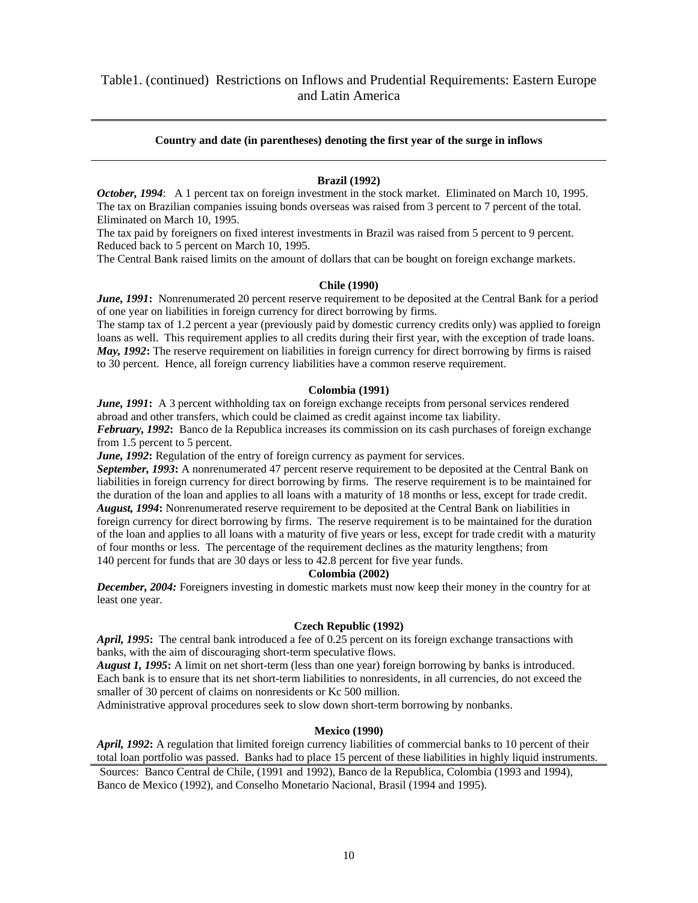## Table1. (continued) Restrictions on Inflows and Prudential Requirements: Eastern Europe and Latin America

**Country and date (in parentheses) denoting the first year of the surge in inflows**

**Brazil (1992)**

***October, 1994***: A 1 percent tax on foreign investment in the stock market. Eliminated on March 10, 1995. The tax on Brazilian companies issuing bonds overseas was raised from 3 percent to 7 percent of the total. Eliminated on March 10, 1995.

The tax paid by foreigners on fixed interest investments in Brazil was raised from 5 percent to 9 percent. Reduced back to 5 percent on March 10, 1995.

The Central Bank raised limits on the amount of dollars that can be bought on foreign exchange markets.

**Chile (1990)**

***June, 1991*****:** Nonrenumerated 20 percent reserve requirement to be deposited at the Central Bank for a period of one year on liabilities in foreign currency for direct borrowing by firms.

The stamp tax of 1.2 percent a year (previously paid by domestic currency credits only) was applied to foreign loans as well. This requirement applies to all credits during their first year, with the exception of trade loans.

***May, 1992*****:** The reserve requirement on liabilities in foreign currency for direct borrowing by firms is raised to 30 percent. Hence, all foreign currency liabilities have a common reserve requirement.

**Colombia (1991)**

***June, 1991*****:** A 3 percent withholding tax on foreign exchange receipts from personal services rendered abroad and other transfers, which could be claimed as credit against income tax liability.

***February, 1992*****:** Banco de la Republica increases its commission on its cash purchases of foreign exchange from 1.5 percent to 5 percent.

***June, 1992*****:** Regulation of the entry of foreign currency as payment for services.

***September, 1993*****:** A nonrenumerated 47 percent reserve requirement to be deposited at the Central Bank on liabilities in foreign currency for direct borrowing by firms. The reserve requirement is to be maintained for the duration of the loan and applies to all loans with a maturity of 18 months or less, except for trade credit.

***August, 1994*****:** Nonrenumerated reserve requirement to be deposited at the Central Bank on liabilities in foreign currency for direct borrowing by firms. The reserve requirement is to be maintained for the duration of the loan and applies to all loans with a maturity of five years or less, except for trade credit with a maturity of four months or less. The percentage of the requirement declines as the maturity lengthens; from 140 percent for funds that are 30 days or less to 42.8 percent for five year funds.

**Colombia (2002)**

***December, 2004:*** Foreigners investing in domestic markets must now keep their money in the country for at least one year.

**Czech Republic (1992)**

***April, 1995*****:** The central bank introduced a fee of 0.25 percent on its foreign exchange transactions with banks, with the aim of discouraging short-term speculative flows.

***August 1, 1995*****:** A limit on net short-term (less than one year) foreign borrowing by banks is introduced. Each bank is to ensure that its net short-term liabilities to nonresidents, in all currencies, do not exceed the smaller of 30 percent of claims on nonresidents or Kc 500 million.

Administrative approval procedures seek to slow down short-term borrowing by nonbanks.

**Mexico (1990)**

***April, 1992*****:** A regulation that limited foreign currency liabilities of commercial banks to 10 percent of their total loan portfolio was passed. Banks had to place 15 percent of these liabilities in highly liquid instruments.

Sources: Banco Central de Chile, (1991 and 1992), Banco de la Republica, Colombia (1993 and 1994), Banco de Mexico (1992), and Conselho Monetario Nacional, Brasil (1994 and 1995).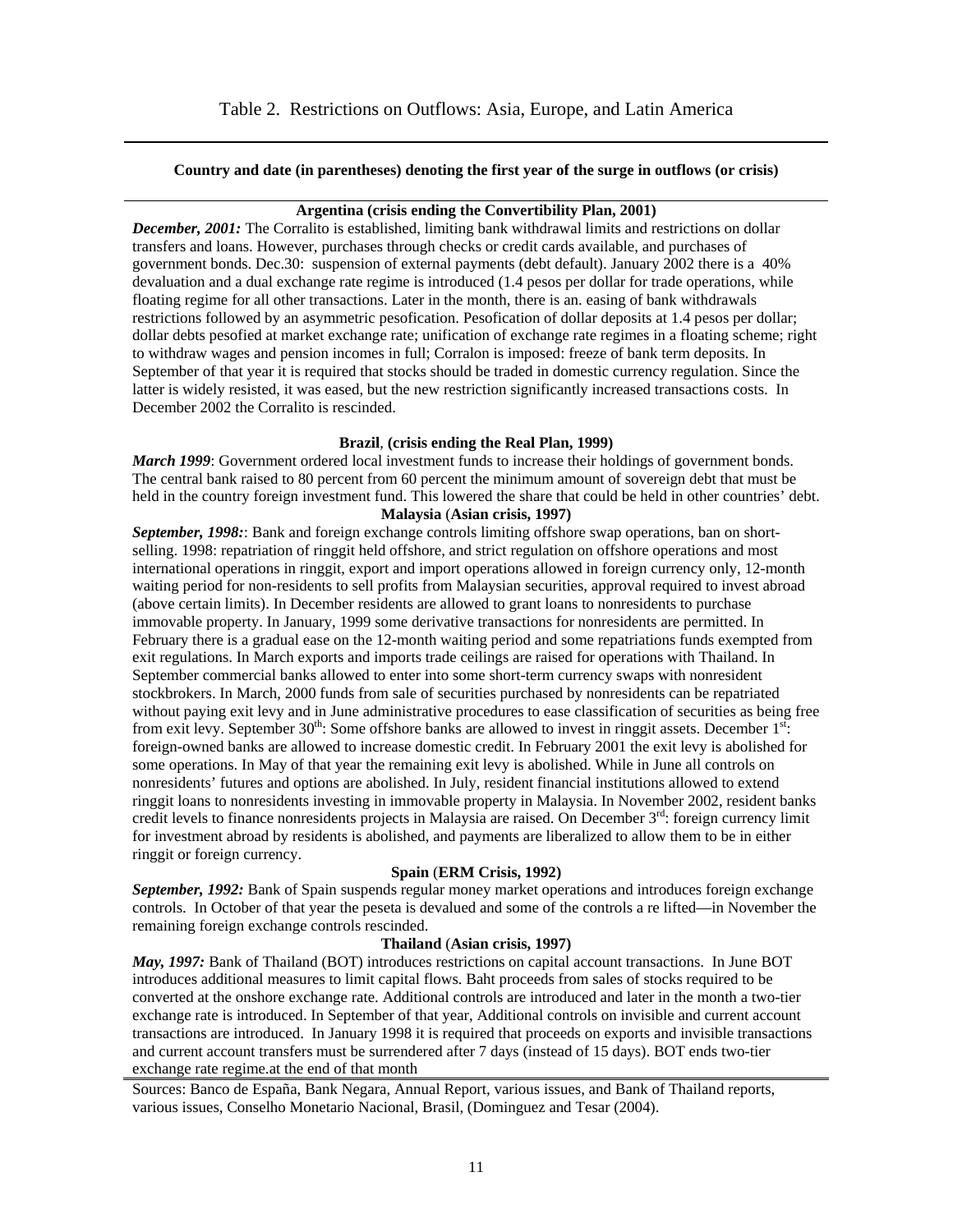## Table 2. Restrictions on Outflows: Asia, Europe, and Latin America

**Country and date (in parentheses) denoting the first year of the surge in outflows (or crisis)**

**Argentina (crisis ending the Convertibility Plan, 2001)**

***December, 2001:*** The Corralito is established, limiting bank withdrawal limits and restrictions on dollar transfers and loans. However, purchases through checks or credit cards available, and purchases of government bonds. Dec.30: suspension of external payments (debt default). January 2002 there is a 40% devaluation and a dual exchange rate regime is introduced (1.4 pesos per dollar for trade operations, while floating regime for all other transactions. Later in the month, there is an. easing of bank withdrawals restrictions followed by an asymmetric pesofication. Pesofication of dollar deposits at 1.4 pesos per dollar; dollar debts pesofied at market exchange rate; unification of exchange rate regimes in a floating scheme; right to withdraw wages and pension incomes in full; Corralon is imposed: freeze of bank term deposits. In September of that year it is required that stocks should be traded in domestic currency regulation. Since the latter is widely resisted, it was eased, but the new restriction significantly increased transactions costs. In December 2002 the Corralito is rescinded.

**Brazil, (crisis ending the Real Plan, 1999)**

***March 1999***: Government ordered local investment funds to increase their holdings of government bonds. The central bank raised to 80 percent from 60 percent the minimum amount of sovereign debt that must be held in the country foreign investment fund. This lowered the share that could be held in other countries' debt.

**Malaysia (Asian crisis, 1997)**

***September, 1998:***: Bank and foreign exchange controls limiting offshore swap operations, ban on short-selling. 1998: repatriation of ringgit held offshore, and strict regulation on offshore operations and most international operations in ringgit, export and import operations allowed in foreign currency only, 12-month waiting period for non-residents to sell profits from Malaysian securities, approval required to invest abroad (above certain limits). In December residents are allowed to grant loans to nonresidents to purchase immovable property. In January, 1999 some derivative transactions for nonresidents are permitted. In February there is a gradual ease on the 12-month waiting period and some repatriations funds exempted from exit regulations. In March exports and imports trade ceilings are raised for operations with Thailand. In September commercial banks allowed to enter into some short-term currency swaps with nonresident stockbrokers. In March, 2000 funds from sale of securities purchased by nonresidents can be repatriated without paying exit levy and in June administrative procedures to ease classification of securities as being free from exit levy. September 30th: Some offshore banks are allowed to invest in ringgit assets. December 1st: foreign-owned banks are allowed to increase domestic credit. In February 2001 the exit levy is abolished for some operations. In May of that year the remaining exit levy is abolished. While in June all controls on nonresidents' futures and options are abolished. In July, resident financial institutions allowed to extend ringgit loans to nonresidents investing in immovable property in Malaysia. In November 2002, resident banks credit levels to finance nonresidents projects in Malaysia are raised. On December 3rd: foreign currency limit for investment abroad by residents is abolished, and payments are liberalized to allow them to be in either ringgit or foreign currency.

**Spain (ERM Crisis, 1992)**

***September, 1992:*** Bank of Spain suspends regular money market operations and introduces foreign exchange controls. In October of that year the peseta is devalued and some of the controls a re lifted—in November the remaining foreign exchange controls rescinded.

**Thailand (Asian crisis, 1997)**

***May, 1997:*** Bank of Thailand (BOT) introduces restrictions on capital account transactions. In June BOT introduces additional measures to limit capital flows. Baht proceeds from sales of stocks required to be converted at the onshore exchange rate. Additional controls are introduced and later in the month a two-tier exchange rate is introduced. In September of that year, Additional controls on invisible and current account transactions are introduced. In January 1998 it is required that proceeds on exports and invisible transactions and current account transfers must be surrendered after 7 days (instead of 15 days). BOT ends two-tier exchange rate regime.at the end of that month

Sources: Banco de España, Bank Negara, Annual Report, various issues, and Bank of Thailand reports, various issues, Conselho Monetario Nacional, Brasil, (Dominguez and Tesar (2004).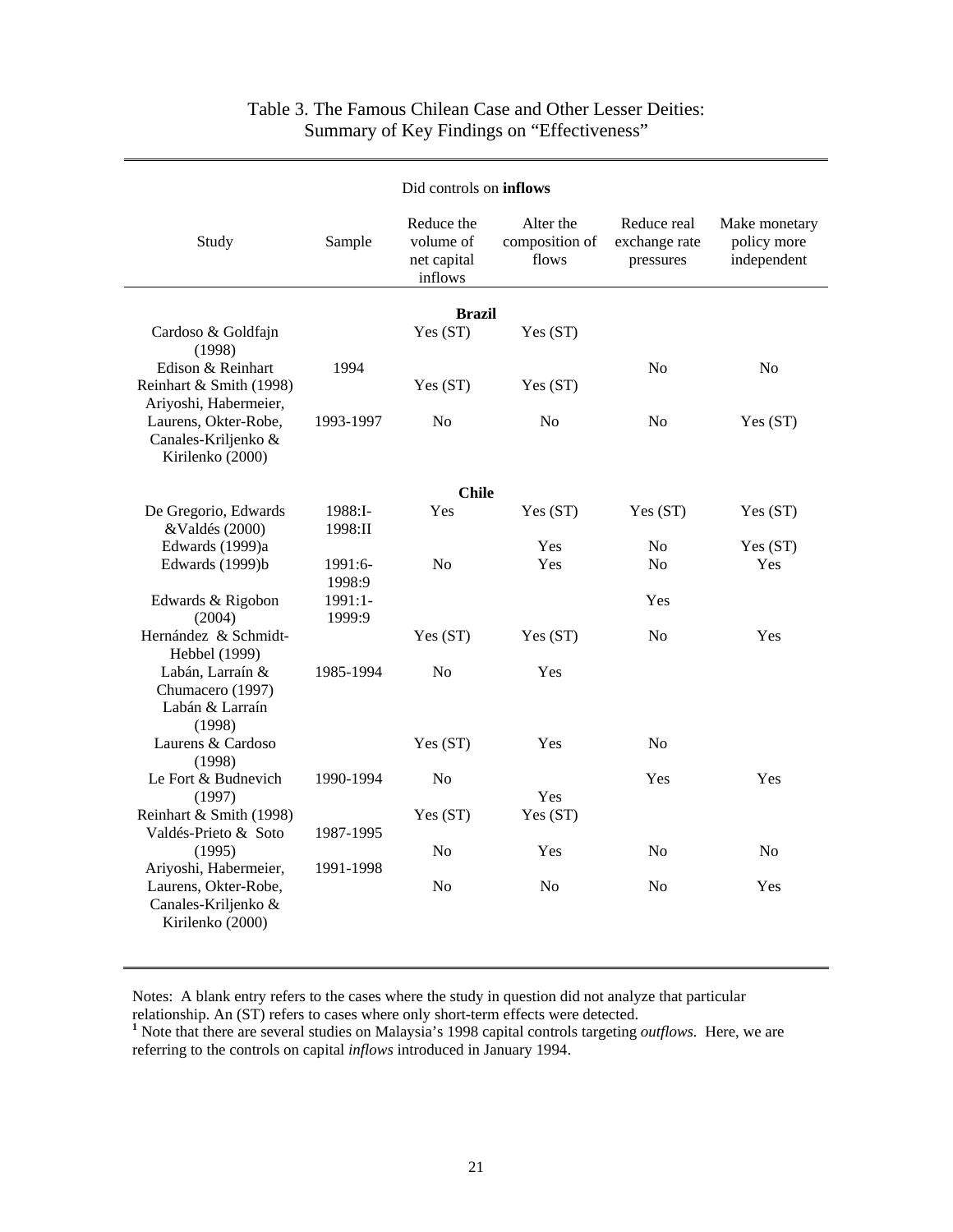Table 3. The Famous Chilean Case and Other Lesser Deities:
Summary of Key Findings on "Effectiveness"

| | | Did controls on **inflows** | | | |
|---|---|---|---|---|---|
| Study | Sample | Reduce the volume of net capital inflows | Alter the composition of flows | Reduce real exchange rate pressures | Make monetary policy more independent |
| | | **Brazil** | | | |
| Cardoso & Goldfajn (1998) | | Yes (ST) | Yes (ST) | | |
| Edison & Reinhart | 1994 | | | No | No |
| Reinhart & Smith (1998) | | Yes (ST) | Yes (ST) | | |
| Ariyoshi, Habermeier, Laurens, Okter-Robe, Canales-Kriljenko & Kirilenko (2000) | 1993-1997 | No | No | No | Yes (ST) |
| | | **Chile** | | | |
| De Gregorio, Edwards &Valdés (2000) | 1988:I-1998:II | Yes | Yes (ST) | Yes (ST) | Yes (ST) |
| Edwards (1999)a | | | Yes | No | Yes (ST) |
| Edwards (1999)b | 1991:6-1998:9 | No | Yes | No | Yes |
| Edwards & Rigobon (2004) | 1991:1-1999:9 | | | Yes | |
| Hernández & Schmidt-Hebbel (1999) | | Yes (ST) | Yes (ST) | No | Yes |
| Labán, Larraín & Chumacero (1997) | 1985-1994 | No | Yes | | |
| Labán & Larraín (1998) | | | | | |
| Laurens & Cardoso (1998) | | Yes (ST) | Yes | No | |
| Le Fort & Budnevich (1997) | 1990-1994 | No | Yes | Yes | Yes |
| Reinhart & Smith (1998) | | Yes (ST) | Yes (ST) | | |
| Valdés-Prieto & Soto (1995) | 1987-1995 | No | Yes | No | No |
| Ariyoshi, Habermeier, Laurens, Okter-Robe, Canales-Kriljenko & Kirilenko (2000) | 1991-1998 | No | No | No | Yes |

Notes: A blank entry refers to the cases where the study in question did not analyze that particular relationship. An (ST) refers to cases where only short-term effects were detected.

[1] Note that there are several studies on Malaysia's 1998 capital controls targeting *outflows*. Here, we are referring to the controls on capital *inflows* introduced in January 1994.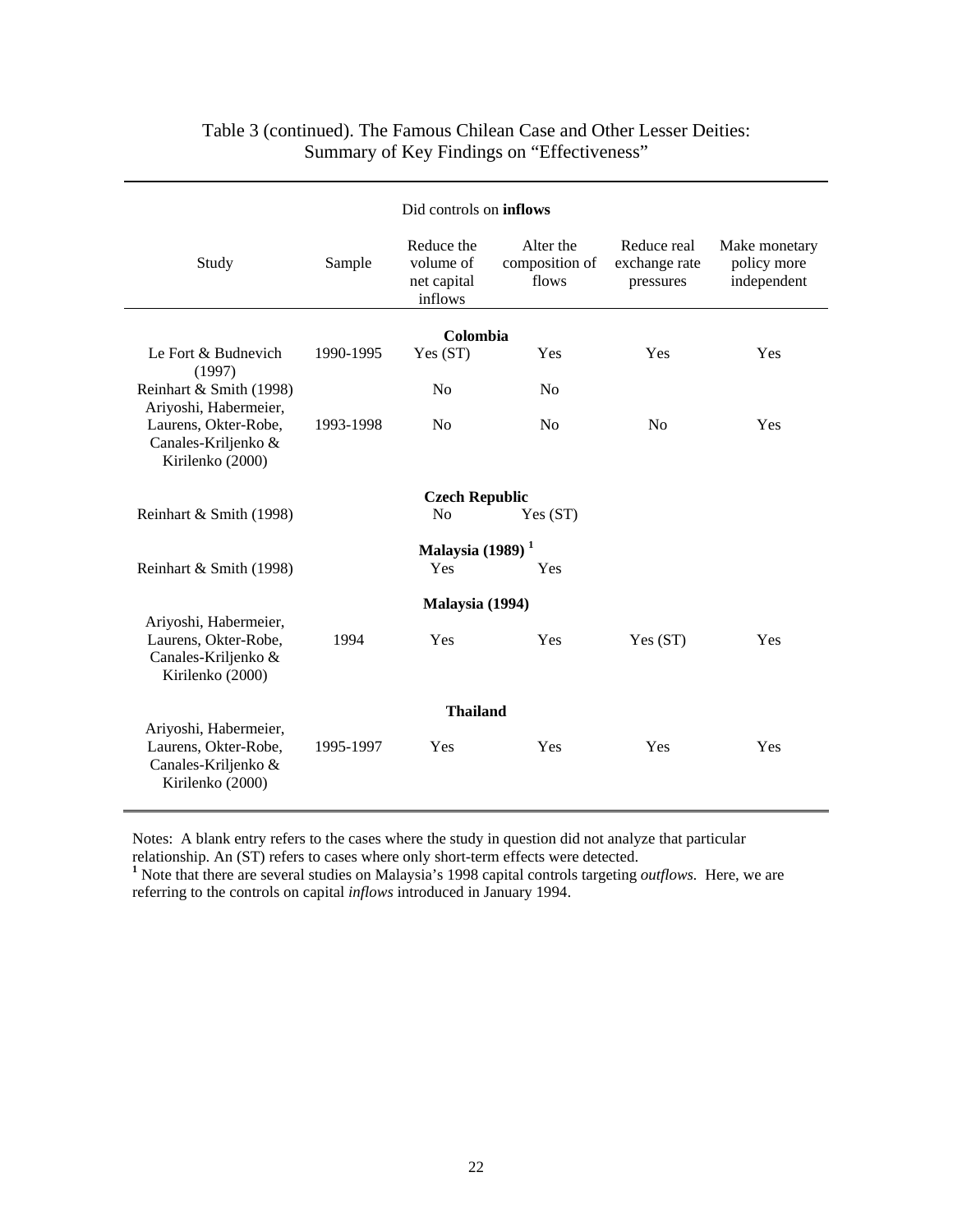Table 3 (continued). The Famous Chilean Case and Other Lesser Deities: Summary of Key Findings on "Effectiveness"

| | | Did controls on **inflows** | | | |
|---|---|---|---|---|---|
| Study | Sample | Reduce the volume of net capital inflows | Alter the composition of flows | Reduce real exchange rate pressures | Make monetary policy more independent |
| | | **Colombia** | | | |
| Le Fort & Budnevich (1997) | 1990-1995 | Yes (ST) | Yes | Yes | Yes |
| Reinhart & Smith (1998) | | No | No | | |
| Ariyoshi, Habermeier, Laurens, Okter-Robe, Canales-Kriljenko & Kirilenko (2000) | 1993-1998 | No | No | No | Yes |
| | | **Czech Republic** | | | |
| Reinhart & Smith (1998) | | No | Yes (ST) | | |
| | | **Malaysia (1989)** [1] | | | |
| Reinhart & Smith (1998) | | Yes | Yes | | |
| | | **Malaysia (1994)** | | | |
| Ariyoshi, Habermeier, Laurens, Okter-Robe, Canales-Kriljenko & Kirilenko (2000) | 1994 | Yes | Yes | Yes (ST) | Yes |
| | | **Thailand** | | | |
| Ariyoshi, Habermeier, Laurens, Okter-Robe, Canales-Kriljenko & Kirilenko (2000) | 1995-1997 | Yes | Yes | Yes | Yes |

Notes: A blank entry refers to the cases where the study in question did not analyze that particular relationship. An (ST) refers to cases where only short-term effects were detected.
[1] Note that there are several studies on Malaysia's 1998 capital controls targeting *outflows.* Here, we are referring to the controls on capital *inflows* introduced in January 1994.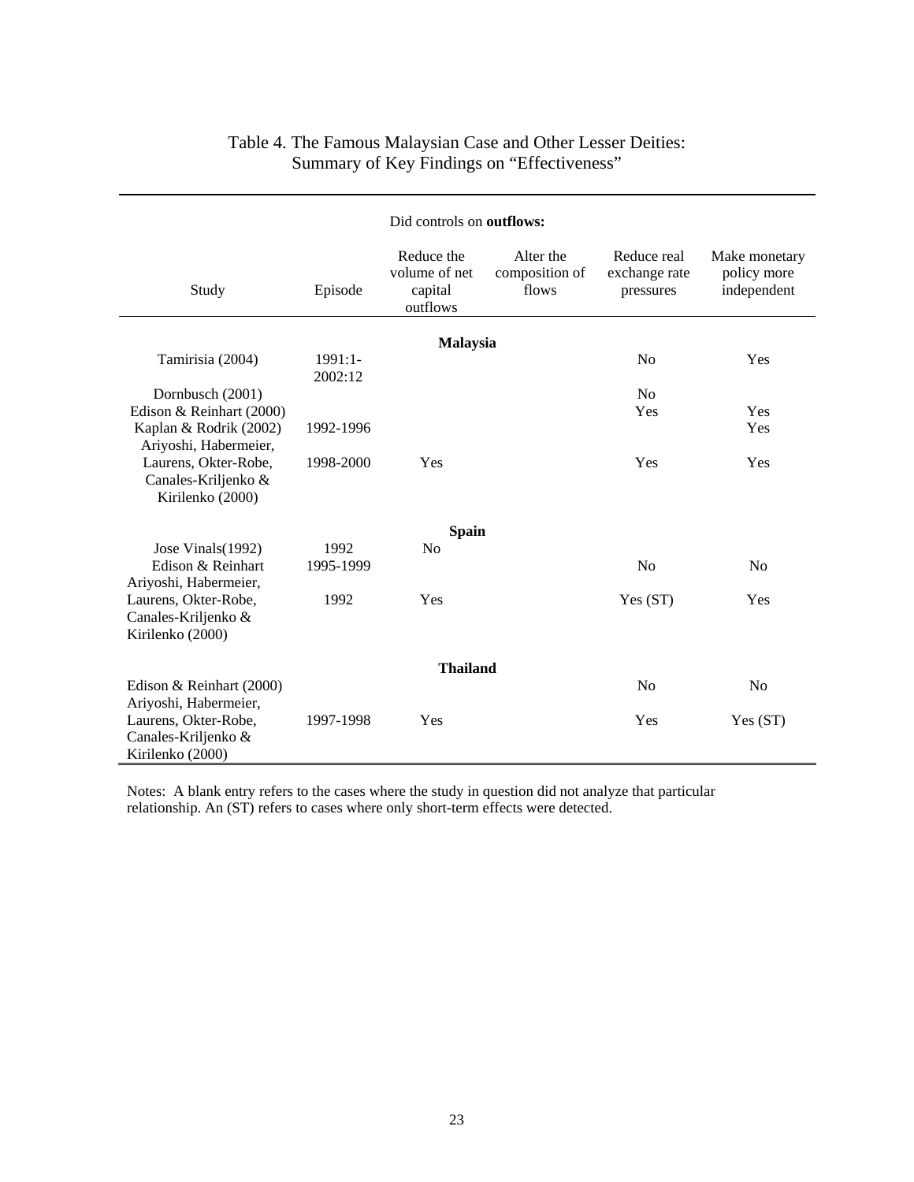# Table 4. The Famous Malaysian Case and Other Lesser Deities: Summary of Key Findings on "Effectiveness"

| | | Did controls on **outflows:** | | | |
|---|---|---|---|---|---|
| Study | Episode | Reduce the volume of net capital outflows | Alter the composition of flows | Reduce real exchange rate pressures | Make monetary policy more independent |
| | | **Malaysia** | | | |
| Tamirisia (2004) | 1991:1-2002:12 | | | No | Yes |
| Dornbusch (2001) | | | | No | |
| Edison & Reinhart (2000) | | | | Yes | Yes |
| Kaplan & Rodrik (2002) | 1992-1996 | | | | Yes |
| Ariyoshi, Habermeier, Laurens, Okter-Robe, Canales-Kriljenko & Kirilenko (2000) | 1998-2000 | Yes | | Yes | Yes |
| | | **Spain** | | | |
| Jose Vinals(1992) | 1992 | No | | | |
| Edison & Reinhart | 1995-1999 | | | No | No |
| Ariyoshi, Habermeier, Laurens, Okter-Robe, Canales-Kriljenko & Kirilenko (2000) | 1992 | Yes | | Yes (ST) | Yes |
| | | **Thailand** | | | |
| Edison & Reinhart (2000) | | | | No | No |
| Ariyoshi, Habermeier, Laurens, Okter-Robe, Canales-Kriljenko & Kirilenko (2000) | 1997-1998 | Yes | | Yes | Yes (ST) |

Notes: A blank entry refers to the cases where the study in question did not analyze that particular relationship. An (ST) refers to cases where only short-term effects were detected.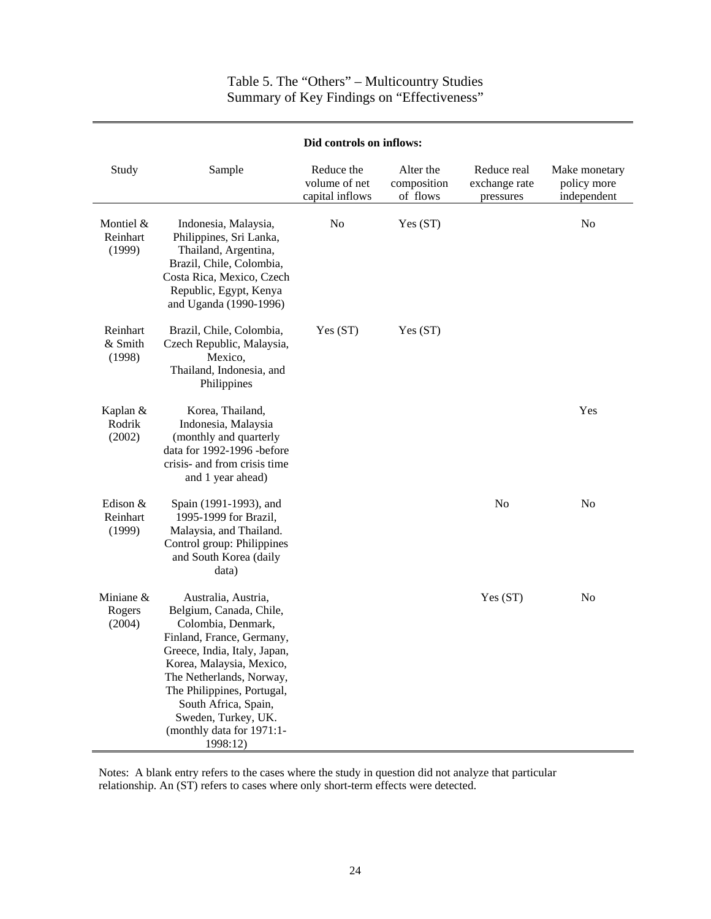Table 5. The "Others" – Multicountry Studies
Summary of Key Findings on "Effectiveness"

| | | Did controls on inflows: | | | |
|---|---|---|---|---|---|
| Study | Sample | Reduce the volume of net capital inflows | Alter the composition of flows | Reduce real exchange rate pressures | Make monetary policy more independent |
| Montiel & Reinhart (1999) | Indonesia, Malaysia, Philippines, Sri Lanka, Thailand, Argentina, Brazil, Chile, Colombia, Costa Rica, Mexico, Czech Republic, Egypt, Kenya and Uganda (1990-1996) | No | Yes (ST) | | No |
| Reinhart & Smith (1998) | Brazil, Chile, Colombia, Czech Republic, Malaysia, Mexico, Thailand, Indonesia, and Philippines | Yes (ST) | Yes (ST) | | |
| Kaplan & Rodrik (2002) | Korea, Thailand, Indonesia, Malaysia (monthly and quarterly data for 1992-1996 -before crisis- and from crisis time and 1 year ahead) | | | | Yes |
| Edison & Reinhart (1999) | Spain (1991-1993), and 1995-1999 for Brazil, Malaysia, and Thailand. Control group: Philippines and South Korea (daily data) | | | No | No |
| Miniane & Rogers (2004) | Australia, Austria, Belgium, Canada, Chile, Colombia, Denmark, Finland, France, Germany, Greece, India, Italy, Japan, Korea, Malaysia, Mexico, The Netherlands, Norway, The Philippines, Portugal, South Africa, Spain, Sweden, Turkey, UK. (monthly data for 1971:1-1998:12) | | | Yes (ST) | No |

Notes: A blank entry refers to the cases where the study in question did not analyze that particular relationship. An (ST) refers to cases where only short-term effects were detected.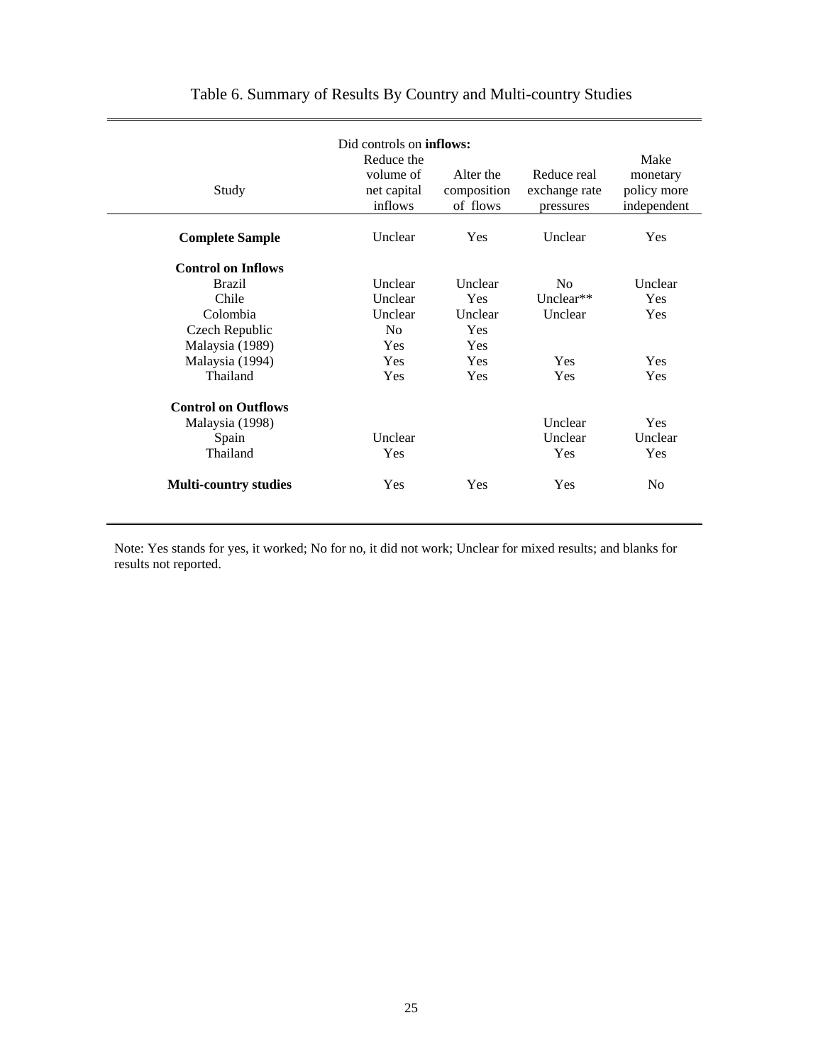# Table 6. Summary of Results By Country and Multi-country Studies

| Study | Did controls on **inflows:** Reduce the volume of net capital inflows | Alter the composition of flows | Reduce real exchange rate pressures | Make monetary policy more independent |
|---|---|---|---|---|
| **Complete Sample** | Unclear | Yes | Unclear | Yes |
| **Control on Inflows** | | | | |
| Brazil | Unclear | Unclear | No | Unclear |
| Chile | Unclear | Yes | Unclear** | Yes |
| Colombia | Unclear | Unclear | Unclear | Yes |
| Czech Republic | No | Yes | | |
| Malaysia (1989) | Yes | Yes | | |
| Malaysia (1994) | Yes | Yes | Yes | Yes |
| Thailand | Yes | Yes | Yes | Yes |
| **Control on Outflows** | | | | |
| Malaysia (1998) | | | Unclear | Yes |
| Spain | Unclear | | Unclear | Unclear |
| Thailand | Yes | | Yes | Yes |
| **Multi-country studies** | Yes | Yes | Yes | No |

Note: Yes stands for yes, it worked; No for no, it did not work; Unclear for mixed results; and blanks for results not reported.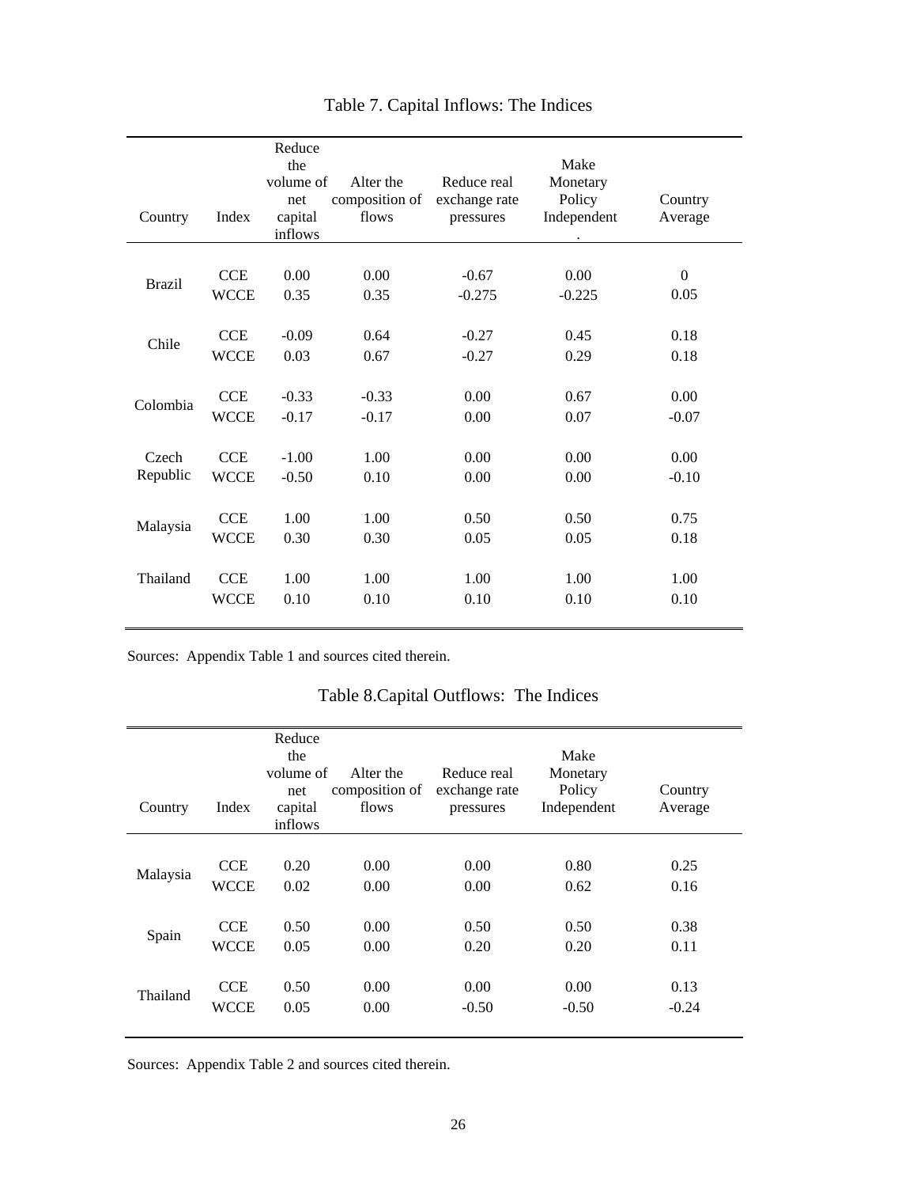# Table 7. Capital Inflows: The Indices

| Country | Index | Reduce the volume of net capital inflows | Alter the composition of flows | Reduce real exchange rate pressures | Make Monetary Policy Independent. | Country Average |
|---|---|---|---|---|---|---|
| Brazil | CCE | 0.00 | 0.00 | -0.67 | 0.00 | 0 |
| | WCCE | 0.35 | 0.35 | -0.275 | -0.225 | 0.05 |
| Chile | CCE | -0.09 | 0.64 | -0.27 | 0.45 | 0.18 |
| | WCCE | 0.03 | 0.67 | -0.27 | 0.29 | 0.18 |
| Colombia | CCE | -0.33 | -0.33 | 0.00 | 0.67 | 0.00 |
| | WCCE | -0.17 | -0.17 | 0.00 | 0.07 | -0.07 |
| Czech Republic | CCE | -1.00 | 1.00 | 0.00 | 0.00 | 0.00 |
| | WCCE | -0.50 | 0.10 | 0.00 | 0.00 | -0.10 |
| Malaysia | CCE | 1.00 | 1.00 | 0.50 | 0.50 | 0.75 |
| | WCCE | 0.30 | 0.30 | 0.05 | 0.05 | 0.18 |
| Thailand | CCE | 1.00 | 1.00 | 1.00 | 1.00 | 1.00 |
| | WCCE | 0.10 | 0.10 | 0.10 | 0.10 | 0.10 |

Sources: Appendix Table 1 and sources cited therein.

# Table 8.Capital Outflows: The Indices

| Country | Index | Reduce the volume of net capital inflows | Alter the composition of flows | Reduce real exchange rate pressures | Make Monetary Policy Independent | Country Average |
|---|---|---|---|---|---|---|
| Malaysia | CCE | 0.20 | 0.00 | 0.00 | 0.80 | 0.25 |
| | WCCE | 0.02 | 0.00 | 0.00 | 0.62 | 0.16 |
| Spain | CCE | 0.50 | 0.00 | 0.50 | 0.50 | 0.38 |
| | WCCE | 0.05 | 0.00 | 0.20 | 0.20 | 0.11 |
| Thailand | CCE | 0.50 | 0.00 | 0.00 | 0.00 | 0.13 |
| | WCCE | 0.05 | 0.00 | -0.50 | -0.50 | -0.24 |

Sources: Appendix Table 2 and sources cited therein.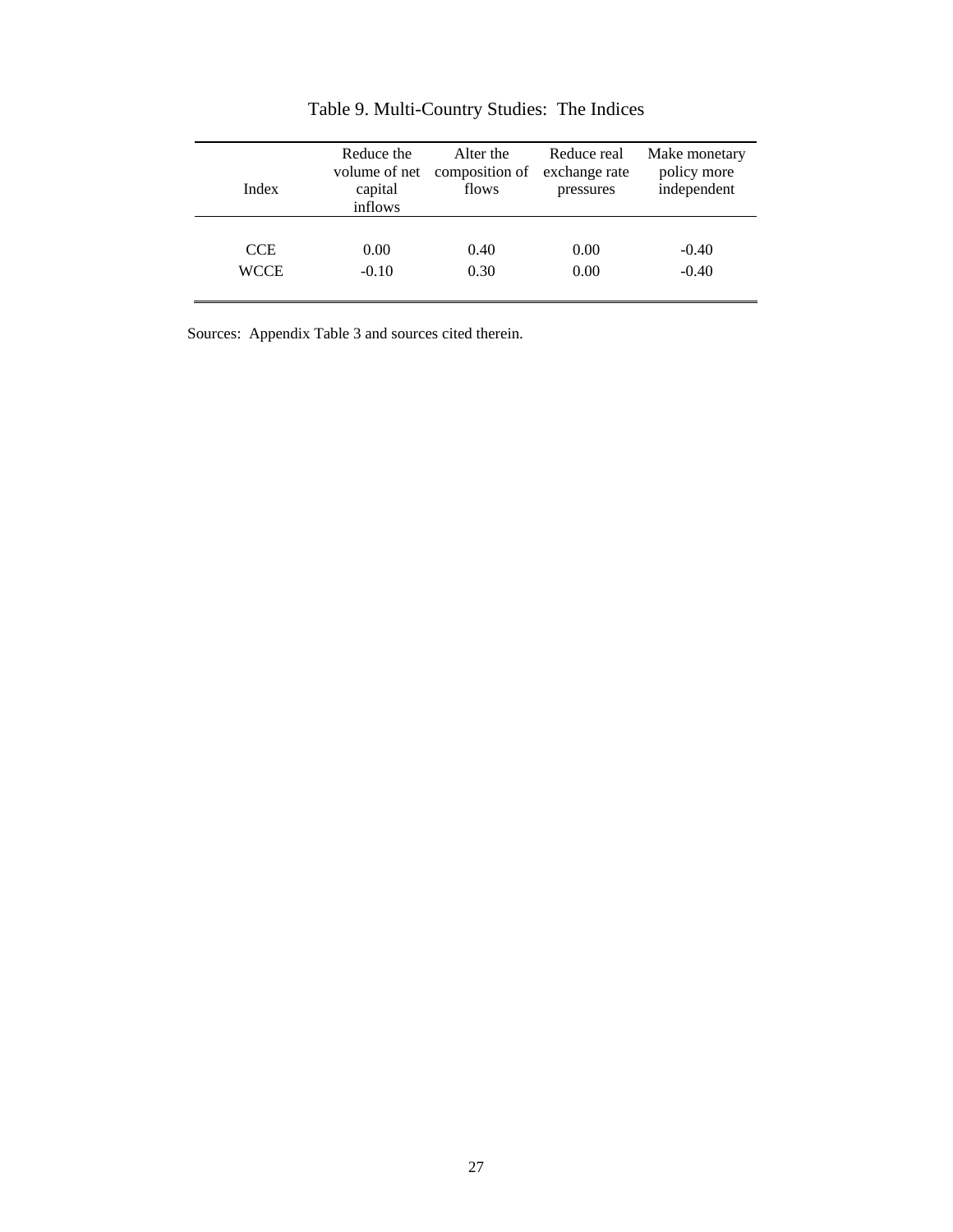Table 9. Multi-Country Studies: The Indices

| Index | Reduce the volume of net capital inflows | Alter the composition of flows | Reduce real exchange rate pressures | Make monetary policy more independent |
|---|---|---|---|---|
| CCE | 0.00 | 0.40 | 0.00 | -0.40 |
| WCCE | -0.10 | 0.30 | 0.00 | -0.40 |

Sources: Appendix Table 3 and sources cited therein.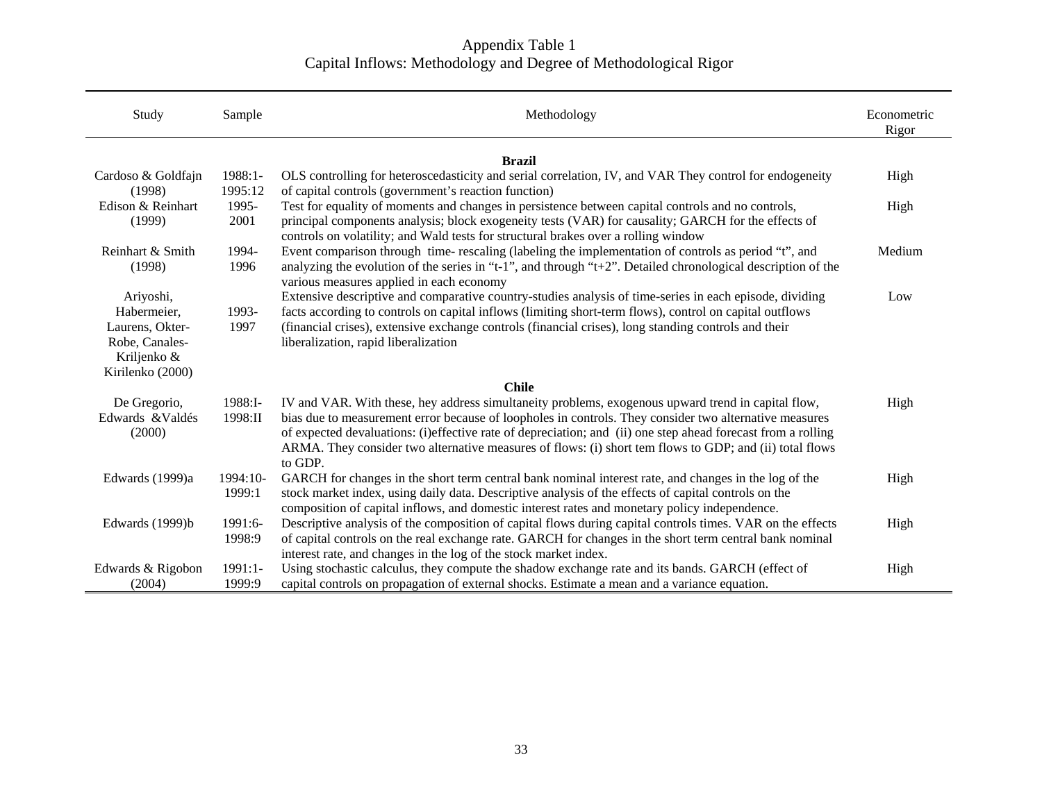Appendix Table 1
Capital Inflows: Methodology and Degree of Methodological Rigor

| Study | Sample | Methodology | Econometric Rigor |
|---|---|---|---|
| | | **Brazil** | |
| Cardoso & Goldfajn (1998) | 1988:1-1995:12 | OLS controlling for heteroscedasticity and serial correlation, IV, and VAR They control for endogeneity of capital controls (government's reaction function) | High |
| Edison & Reinhart (1999) | 1995-2001 | Test for equality of moments and changes in persistence between capital controls and no controls, principal components analysis; block exogeneity tests (VAR) for causality; GARCH for the effects of controls on volatility; and Wald tests for structural brakes over a rolling window | High |
| Reinhart & Smith (1998) | 1994-1996 | Event comparison through time- rescaling (labeling the implementation of controls as period "t", and analyzing the evolution of the series in "t-1", and through "t+2". Detailed chronological description of the various measures applied in each economy | Medium |
| Ariyoshi, Habermeier, Laurens, Okter-Robe, Canales-Kriljenko & Kirilenko (2000) | 1993-1997 | Extensive descriptive and comparative country-studies analysis of time-series in each episode, dividing facts according to controls on capital inflows (limiting short-term flows), control on capital outflows (financial crises), extensive exchange controls (financial crises), long standing controls and their liberalization, rapid liberalization | Low |
| | | **Chile** | |
| De Gregorio, Edwards &Valdés (2000) | 1988:I-1998:II | IV and VAR. With these, hey address simultaneity problems, exogenous upward trend in capital flow, bias due to measurement error because of loopholes in controls. They consider two alternative measures of expected devaluations: (i)effective rate of depreciation; and (ii) one step ahead forecast from a rolling ARMA. They consider two alternative measures of flows: (i) short tem flows to GDP; and (ii) total flows to GDP. | High |
| Edwards (1999)a | 1994:10-1999:1 | GARCH for changes in the short term central bank nominal interest rate, and changes in the log of the stock market index, using daily data. Descriptive analysis of the effects of capital controls on the composition of capital inflows, and domestic interest rates and monetary policy independence. | High |
| Edwards (1999)b | 1991:6-1998:9 | Descriptive analysis of the composition of capital flows during capital controls times. VAR on the effects of capital controls on the real exchange rate. GARCH for changes in the short term central bank nominal interest rate, and changes in the log of the stock market index. | High |
| Edwards & Rigobon (2004) | 1991:1-1999:9 | Using stochastic calculus, they compute the shadow exchange rate and its bands. GARCH (effect of capital controls on propagation of external shocks. Estimate a mean and a variance equation. | High |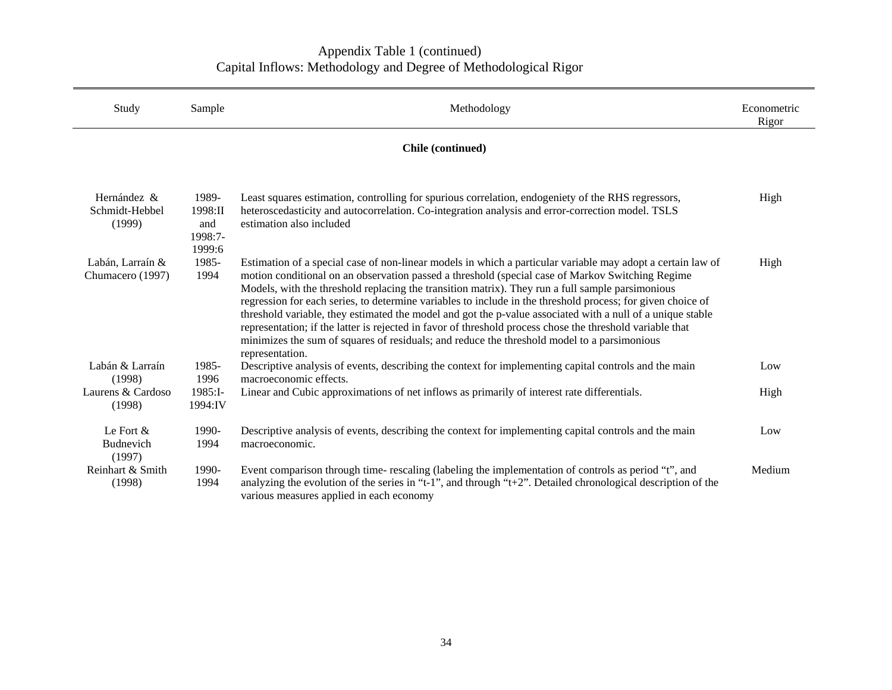Appendix Table 1 (continued)
Capital Inflows: Methodology and Degree of Methodological Rigor

| Study | Sample | Methodology | Econometric Rigor |
|---|---|---|---|
| | | **Chile (continued)** | |
| Hernández & Schmidt-Hebbel (1999) | 1989-1998:II and 1998:7-1999:6 | Least squares estimation, controlling for spurious correlation, endogeniety of the RHS regressors, heteroscedasticity and autocorrelation. Co-integration analysis and error-correction model. TSLS estimation also included | High |
| Labán, Larraín & Chumacero (1997) | 1985-1994 | Estimation of a special case of non-linear models in which a particular variable may adopt a certain law of motion conditional on an observation passed a threshold (special case of Markov Switching Regime Models, with the threshold replacing the transition matrix). They run a full sample parsimonious regression for each series, to determine variables to include in the threshold process; for given choice of threshold variable, they estimated the model and got the p-value associated with a null of a unique stable representation; if the latter is rejected in favor of threshold process chose the threshold variable that minimizes the sum of squares of residuals; and reduce the threshold model to a parsimonious representation. | High |
| Labán & Larraín (1998) | 1985-1996 | Descriptive analysis of events, describing the context for implementing capital controls and the main macroeconomic effects. | Low |
| Laurens & Cardoso (1998) | 1985:I-1994:IV | Linear and Cubic approximations of net inflows as primarily of interest rate differentials. | High |
| Le Fort & Budnevich (1997) | 1990-1994 | Descriptive analysis of events, describing the context for implementing capital controls and the main macroeconomic. | Low |
| Reinhart & Smith (1998) | 1990-1994 | Event comparison through time- rescaling (labeling the implementation of controls as period "t", and analyzing the evolution of the series in "t-1", and through "t+2". Detailed chronological description of the various measures applied in each economy | Medium |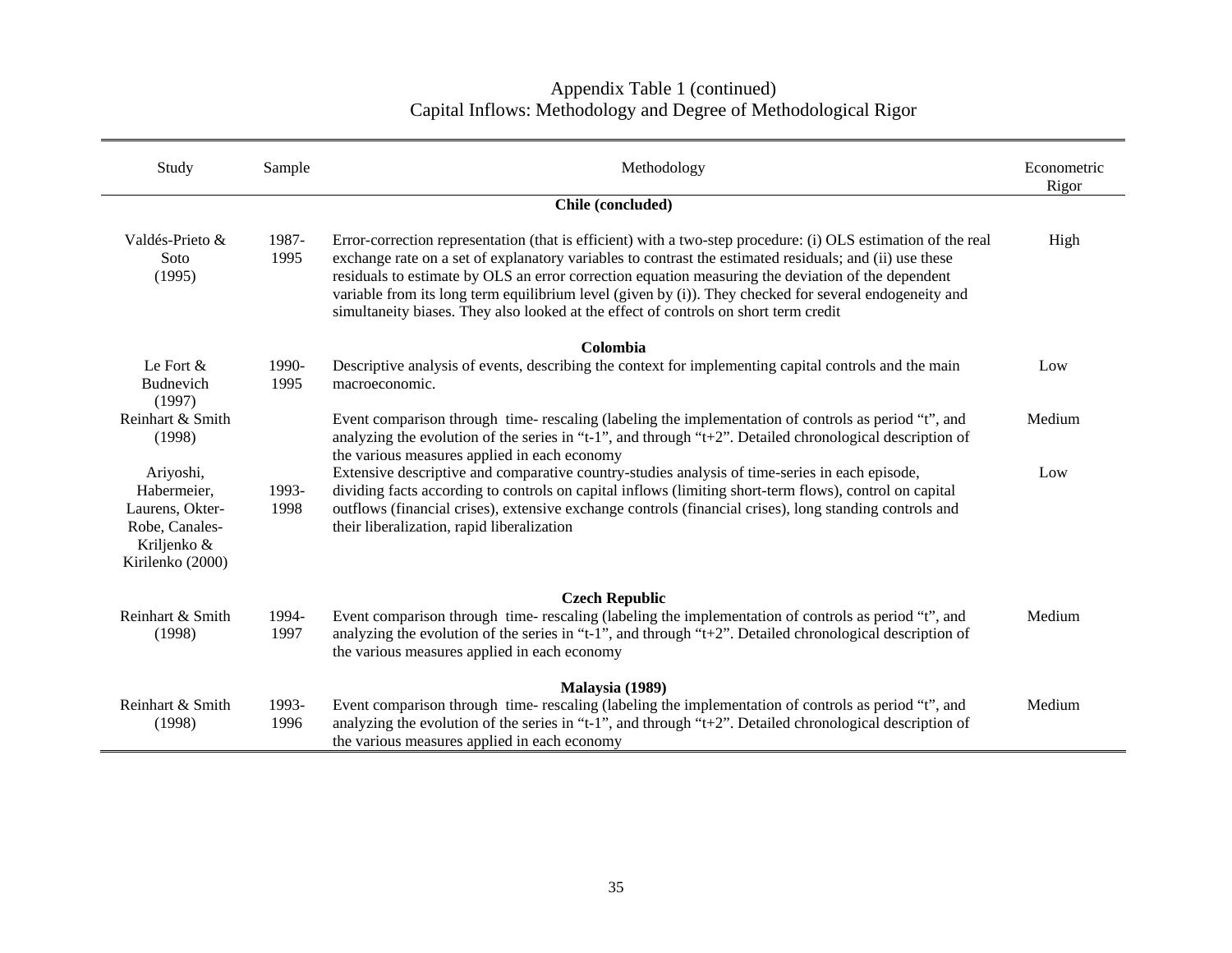Appendix Table 1 (continued)
Capital Inflows: Methodology and Degree of Methodological Rigor

| Study | Sample | Methodology | Econometric Rigor |
|---|---|---|---|
| | | **Chile (concluded)** | |
| Valdés-Prieto & Soto (1995) | 1987-1995 | Error-correction representation (that is efficient) with a two-step procedure: (i) OLS estimation of the real exchange rate on a set of explanatory variables to contrast the estimated residuals; and (ii) use these residuals to estimate by OLS an error correction equation measuring the deviation of the dependent variable from its long term equilibrium level (given by (i)). They checked for several endogeneity and simultaneity biases. They also looked at the effect of controls on short term credit | High |
| | | **Colombia** | |
| Le Fort & Budnevich (1997) | 1990-1995 | Descriptive analysis of events, describing the context for implementing capital controls and the main macroeconomic. | Low |
| Reinhart & Smith (1998) | | Event comparison through time- rescaling (labeling the implementation of controls as period "t", and analyzing the evolution of the series in "t-1", and through "t+2". Detailed chronological description of the various measures applied in each economy | Medium |
| Ariyoshi, Habermeier, Laurens, Okter-Robe, Canales-Kriljenko & Kirilenko (2000) | 1993-1998 | Extensive descriptive and comparative country-studies analysis of time-series in each episode, dividing facts according to controls on capital inflows (limiting short-term flows), control on capital outflows (financial crises), extensive exchange controls (financial crises), long standing controls and their liberalization, rapid liberalization | Low |
| | | **Czech Republic** | |
| Reinhart & Smith (1998) | 1994-1997 | Event comparison through time- rescaling (labeling the implementation of controls as period "t", and analyzing the evolution of the series in "t-1", and through "t+2". Detailed chronological description of the various measures applied in each economy | Medium |
| | | **Malaysia (1989)** | |
| Reinhart & Smith (1998) | 1993-1996 | Event comparison through time- rescaling (labeling the implementation of controls as period "t", and analyzing the evolution of the series in "t-1", and through "t+2". Detailed chronological description of the various measures applied in each economy | Medium |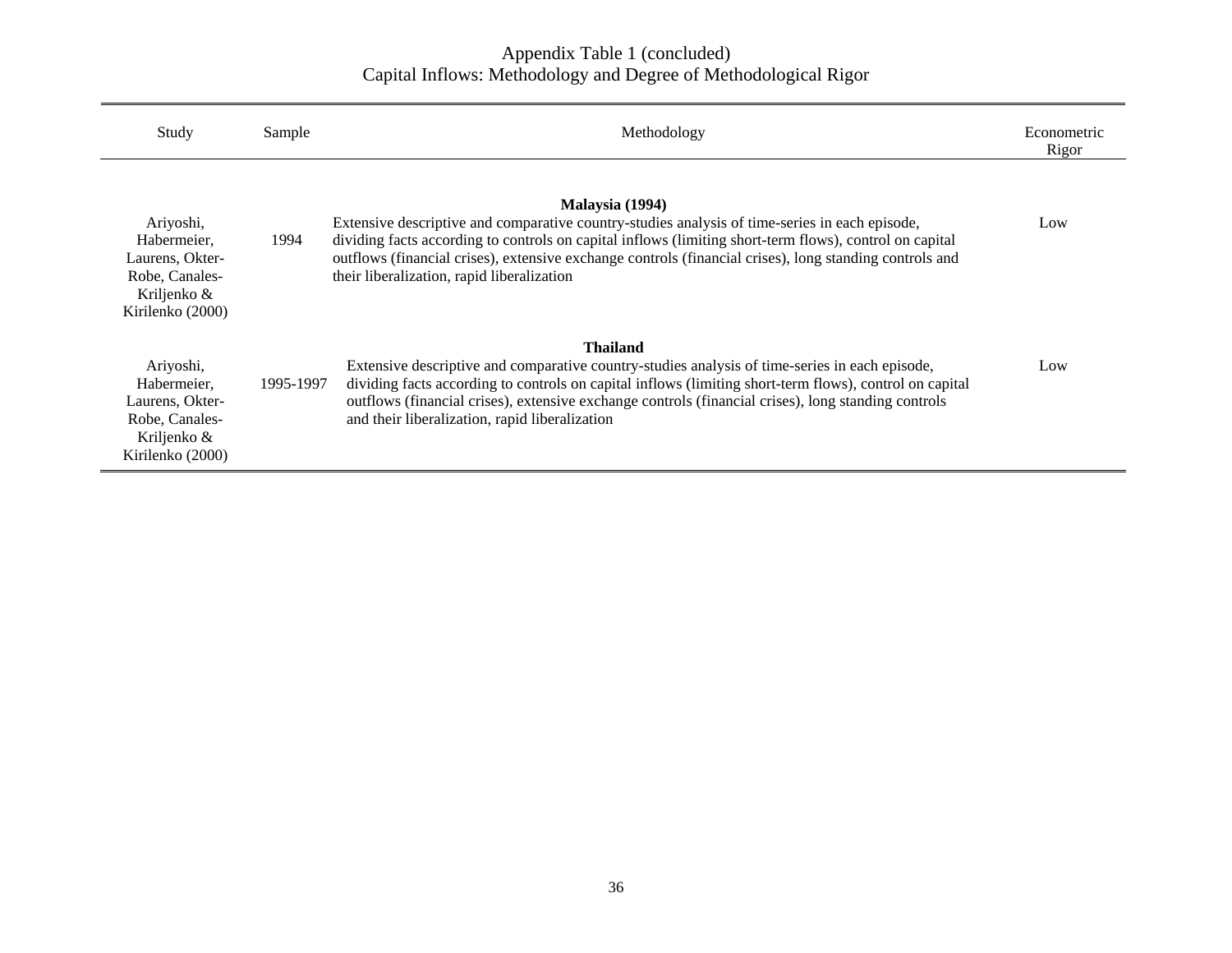Appendix Table 1 (concluded)
Capital Inflows: Methodology and Degree of Methodological Rigor

| Study | Sample | Methodology | Econometric Rigor |
|---|---|---|---|
| | | **Malaysia (1994)** | |
| Ariyoshi, Habermeier, Laurens, Okter-Robe, Canales-Kriljenko & Kirilenko (2000) | 1994 | Extensive descriptive and comparative country-studies analysis of time-series in each episode, dividing facts according to controls on capital inflows (limiting short-term flows), control on capital outflows (financial crises), extensive exchange controls (financial crises), long standing controls and their liberalization, rapid liberalization | Low |
| | | **Thailand** | |
| Ariyoshi, Habermeier, Laurens, Okter-Robe, Canales-Kriljenko & Kirilenko (2000) | 1995-1997 | Extensive descriptive and comparative country-studies analysis of time-series in each episode, dividing facts according to controls on capital inflows (limiting short-term flows), control on capital outflows (financial crises), extensive exchange controls (financial crises), long standing controls and their liberalization, rapid liberalization | Low |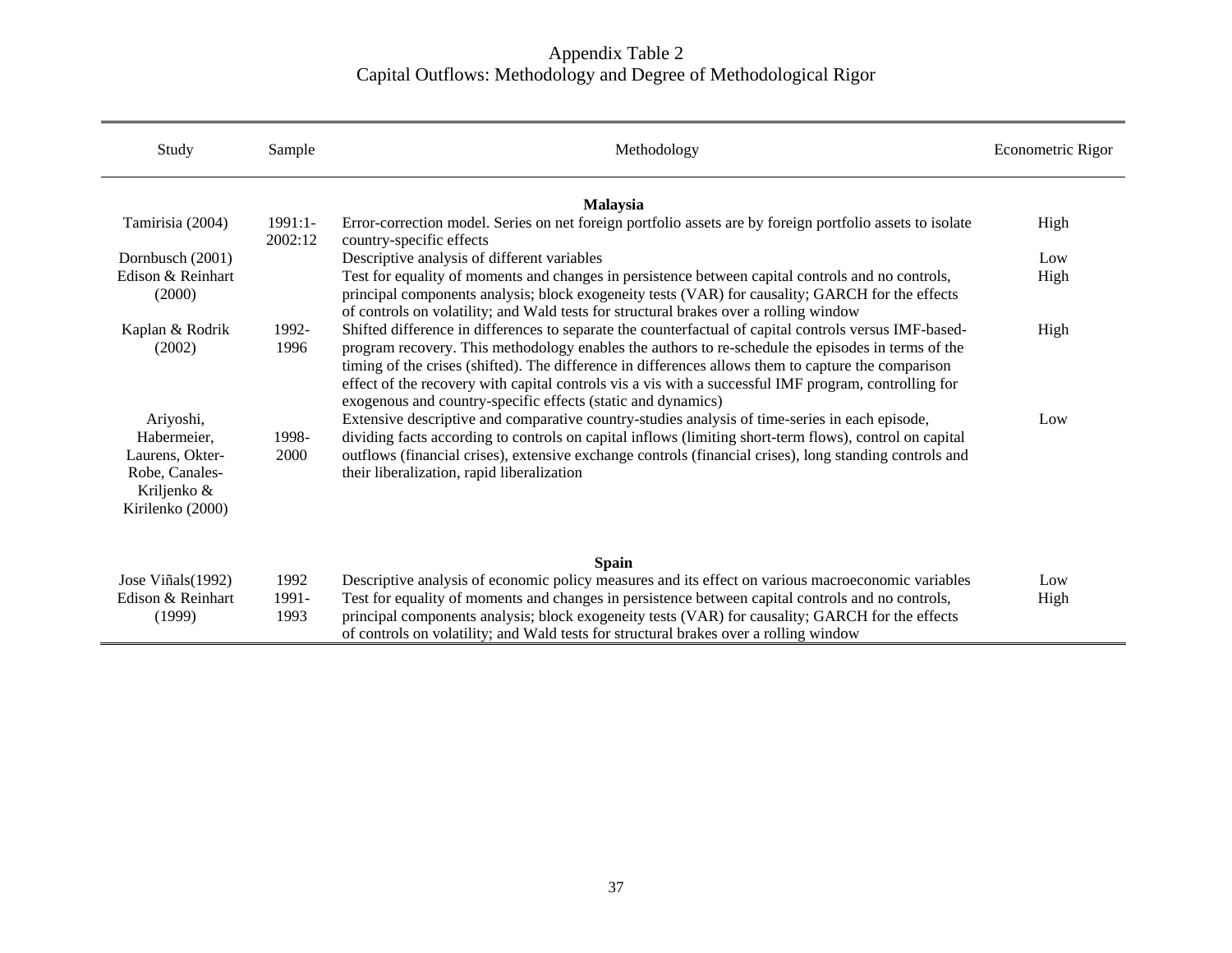# Appendix Table 2
## Capital Outflows: Methodology and Degree of Methodological Rigor

| Study | Sample | Methodology | Econometric Rigor |
|---|---|---|---|
| | | **Malaysia** | |
| Tamirisia (2004) | 1991:1-2002:12 | Error-correction model. Series on net foreign portfolio assets are by foreign portfolio assets to isolate country-specific effects | High |
| Dornbusch (2001) | | Descriptive analysis of different variables | Low |
| Edison & Reinhart (2000) | | Test for equality of moments and changes in persistence between capital controls and no controls, principal components analysis; block exogeneity tests (VAR) for causality; GARCH for the effects of controls on volatility; and Wald tests for structural brakes over a rolling window | High |
| Kaplan & Rodrik (2002) | 1992-1996 | Shifted difference in differences to separate the counterfactual of capital controls versus IMF-based-program recovery. This methodology enables the authors to re-schedule the episodes in terms of the timing of the crises (shifted). The difference in differences allows them to capture the comparison effect of the recovery with capital controls vis a vis with a successful IMF program, controlling for exogenous and country-specific effects (static and dynamics) | High |
| Ariyoshi, Habermeier, Laurens, Okter-Robe, Canales-Kriljenko & Kirilenko (2000) | 1998-2000 | Extensive descriptive and comparative country-studies analysis of time-series in each episode, dividing facts according to controls on capital inflows (limiting short-term flows), control on capital outflows (financial crises), extensive exchange controls (financial crises), long standing controls and their liberalization, rapid liberalization | Low |
| | | **Spain** | |
| Jose Viñals(1992) | 1992 | Descriptive analysis of economic policy measures and its effect on various macroeconomic variables | Low |
| Edison & Reinhart (1999) | 1991-1993 | Test for equality of moments and changes in persistence between capital controls and no controls, principal components analysis; block exogeneity tests (VAR) for causality; GARCH for the effects of controls on volatility; and Wald tests for structural brakes over a rolling window | High |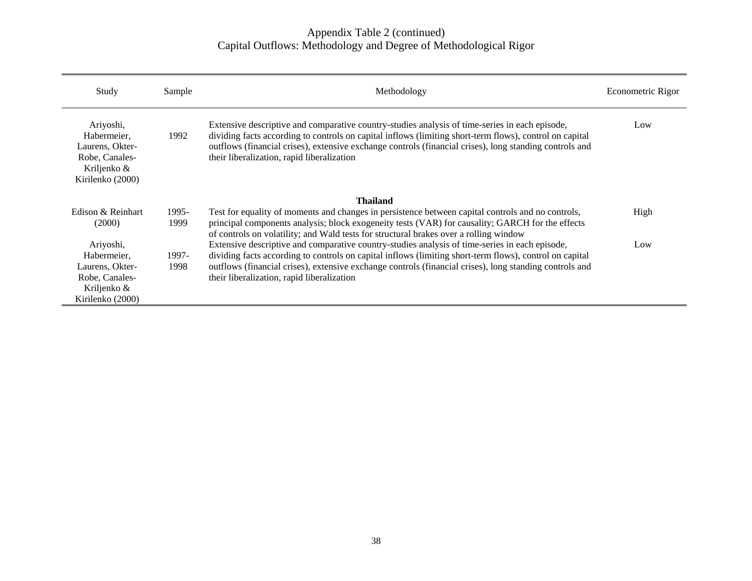Appendix Table 2 (continued)
Capital Outflows: Methodology and Degree of Methodological Rigor

| Study | Sample | Methodology | Econometric Rigor |
|---|---|---|---|
| Ariyoshi, Habermeier, Laurens, Okter-Robe, Canales-Kriljenko & Kirilenko (2000) | 1992 | Extensive descriptive and comparative country-studies analysis of time-series in each episode, dividing facts according to controls on capital inflows (limiting short-term flows), control on capital outflows (financial crises), extensive exchange controls (financial crises), long standing controls and their liberalization, rapid liberalization | Low |
| | | **Thailand** | |
| Edison & Reinhart (2000) | 1995-1999 | Test for equality of moments and changes in persistence between capital controls and no controls, principal components analysis; block exogeneity tests (VAR) for causality; GARCH for the effects of controls on volatility; and Wald tests for structural brakes over a rolling window | High |
| Ariyoshi, Habermeier, Laurens, Okter-Robe, Canales-Kriljenko & Kirilenko (2000) | 1997-1998 | Extensive descriptive and comparative country-studies analysis of time-series in each episode, dividing facts according to controls on capital inflows (limiting short-term flows), control on capital outflows (financial crises), extensive exchange controls (financial crises), long standing controls and their liberalization, rapid liberalization | Low |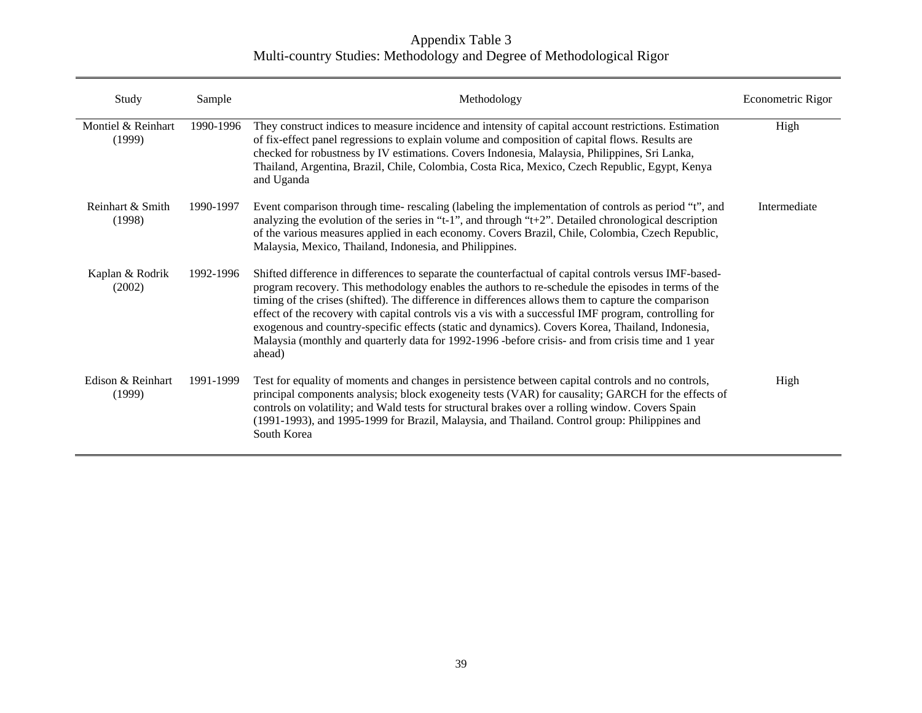# Appendix Table 3
## Multi-country Studies: Methodology and Degree of Methodological Rigor

| Study | Sample | Methodology | Econometric Rigor |
|---|---|---|---|
| Montiel & Reinhart (1999) | 1990-1996 | They construct indices to measure incidence and intensity of capital account restrictions. Estimation of fix-effect panel regressions to explain volume and composition of capital flows. Results are checked for robustness by IV estimations. Covers Indonesia, Malaysia, Philippines, Sri Lanka, Thailand, Argentina, Brazil, Chile, Colombia, Costa Rica, Mexico, Czech Republic, Egypt, Kenya and Uganda | High |
| Reinhart & Smith (1998) | 1990-1997 | Event comparison through time- rescaling (labeling the implementation of controls as period "t", and analyzing the evolution of the series in "t-1", and through "t+2". Detailed chronological description of the various measures applied in each economy. Covers Brazil, Chile, Colombia, Czech Republic, Malaysia, Mexico, Thailand, Indonesia, and Philippines. | Intermediate |
| Kaplan & Rodrik (2002) | 1992-1996 | Shifted difference in differences to separate the counterfactual of capital controls versus IMF-based-program recovery. This methodology enables the authors to re-schedule the episodes in terms of the timing of the crises (shifted). The difference in differences allows them to capture the comparison effect of the recovery with capital controls vis a vis with a successful IMF program, controlling for exogenous and country-specific effects (static and dynamics). Covers Korea, Thailand, Indonesia, Malaysia (monthly and quarterly data for 1992-1996 -before crisis- and from crisis time and 1 year ahead) | |
| Edison & Reinhart (1999) | 1991-1999 | Test for equality of moments and changes in persistence between capital controls and no controls, principal components analysis; block exogeneity tests (VAR) for causality; GARCH for the effects of controls on volatility; and Wald tests for structural brakes over a rolling window. Covers Spain (1991-1993), and 1995-1999 for Brazil, Malaysia, and Thailand. Control group: Philippines and South Korea | High |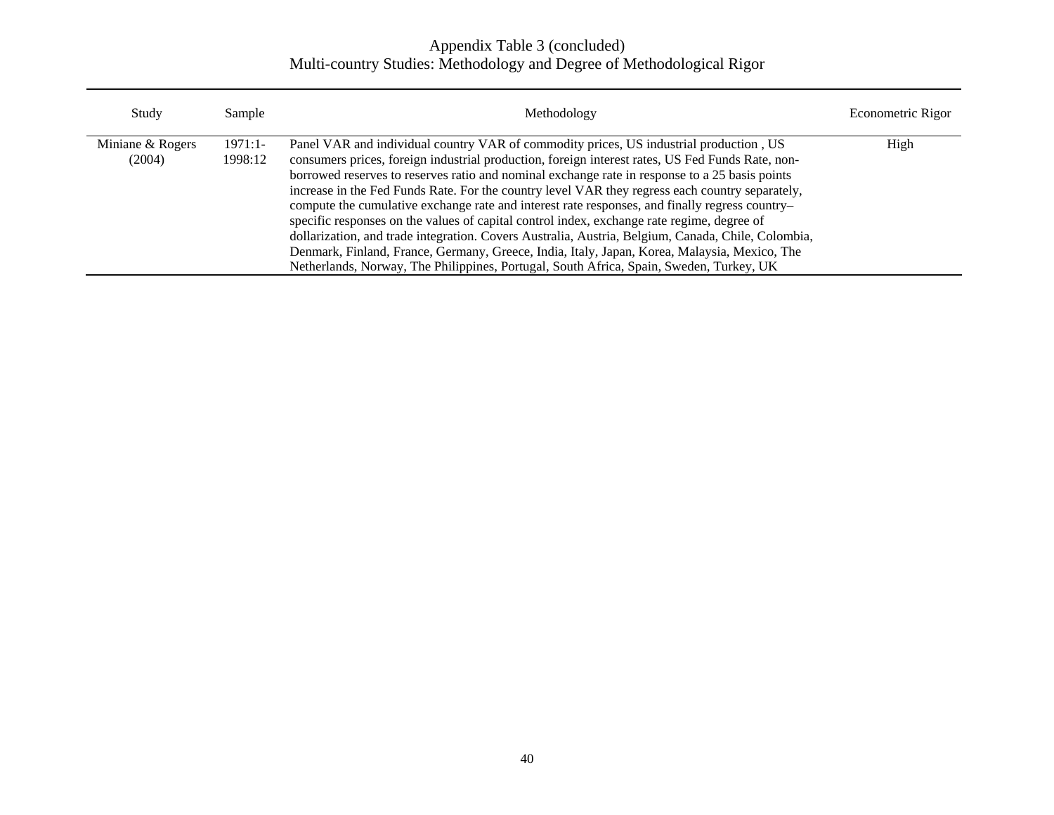Appendix Table 3 (concluded)
Multi-country Studies: Methodology and Degree of Methodological Rigor

| Study | Sample | Methodology | Econometric Rigor |
|---|---|---|---|
| Miniane & Rogers (2004) | 1971:1-1998:12 | Panel VAR and individual country VAR of commodity prices, US industrial production , US consumers prices, foreign industrial production, foreign interest rates, US Fed Funds Rate, non-borrowed reserves to reserves ratio and nominal exchange rate in response to a 25 basis points increase in the Fed Funds Rate. For the country level VAR they regress each country separately, compute the cumulative exchange rate and interest rate responses, and finally regress country–specific responses on the values of capital control index, exchange rate regime, degree of dollarization, and trade integration. Covers Australia, Austria, Belgium, Canada, Chile, Colombia, Denmark, Finland, France, Germany, Greece, India, Italy, Japan, Korea, Malaysia, Mexico, The Netherlands, Norway, The Philippines, Portugal, South Africa, Spain, Sweden, Turkey, UK | High |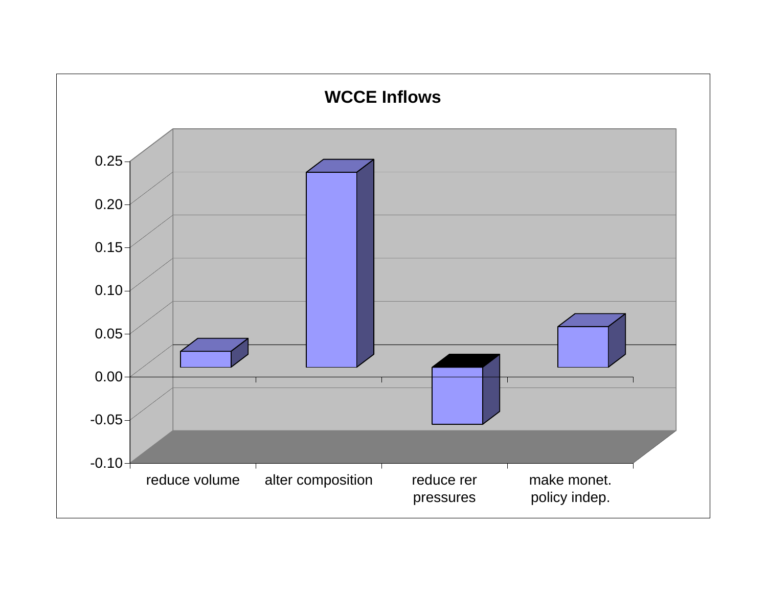**WCCE Inflows**

0.25
0.20
0.15
0.10
0.05
0.00
-0.05
-0.10

reduce volume | alter composition | reduce rer pressures | make monet. policy indep.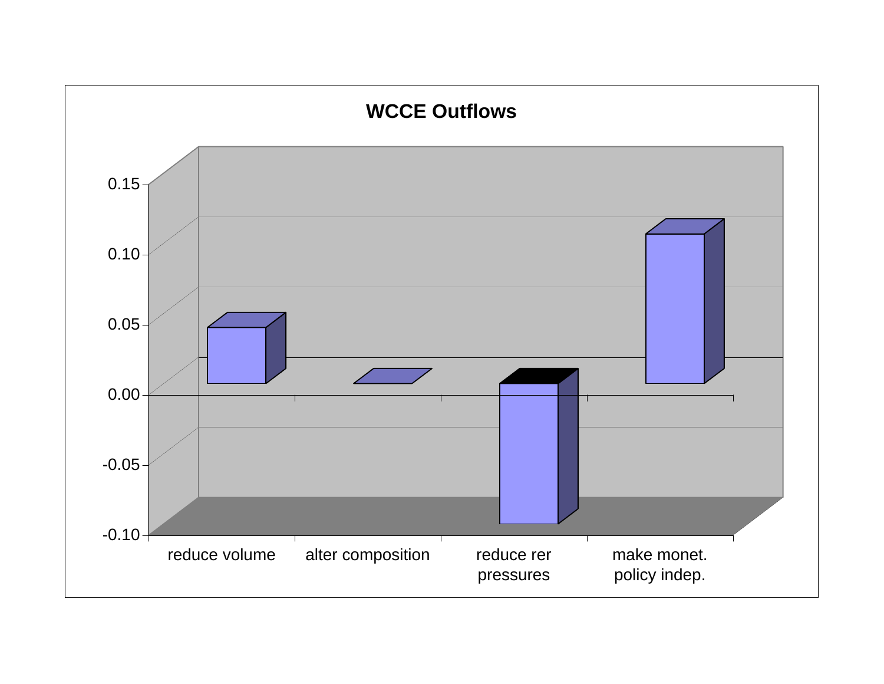**WCCE Outflows**

0.15
0.10
0.05
0.00
-0.05
-0.10

reduce volume
alter composition
reduce rer pressures
make monet. policy indep.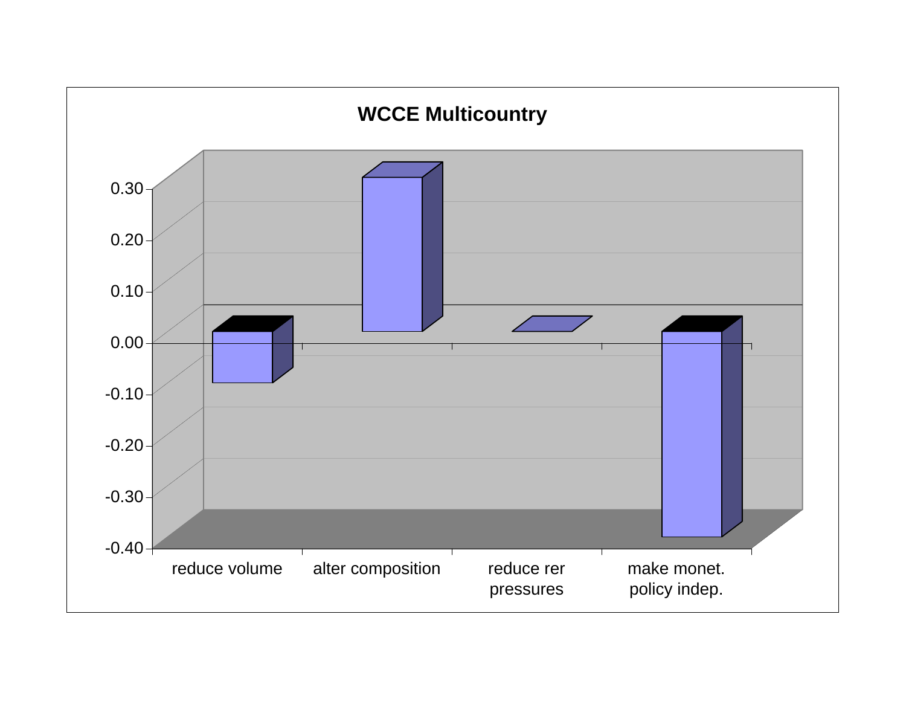**WCCE Multicountry**

0.30
0.20
0.10
0.00
-0.10
-0.20
-0.30
-0.40

reduce volume
alter composition
reduce rer pressures
make monet. policy indep.